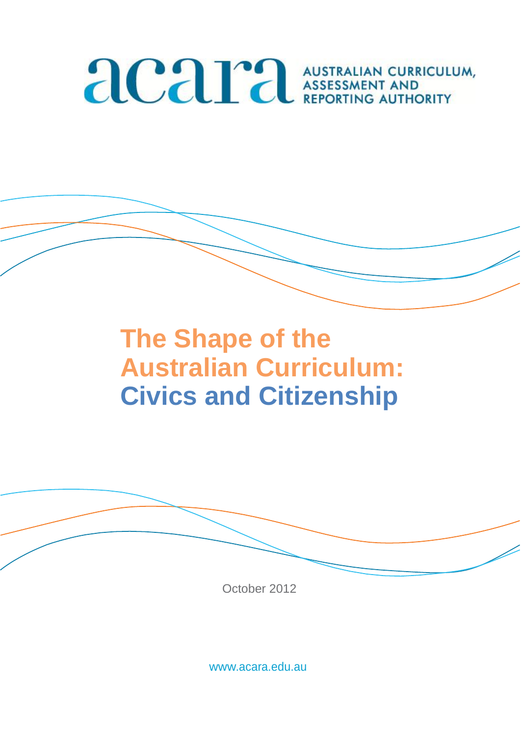acara AUSTRALIAN CURRICULUM, ASSESSMENT AND REPORTING AUTHORITY

# The Shape of the Australian Curriculum: Civics and Citizenship

October 2012

www.acara.edu.au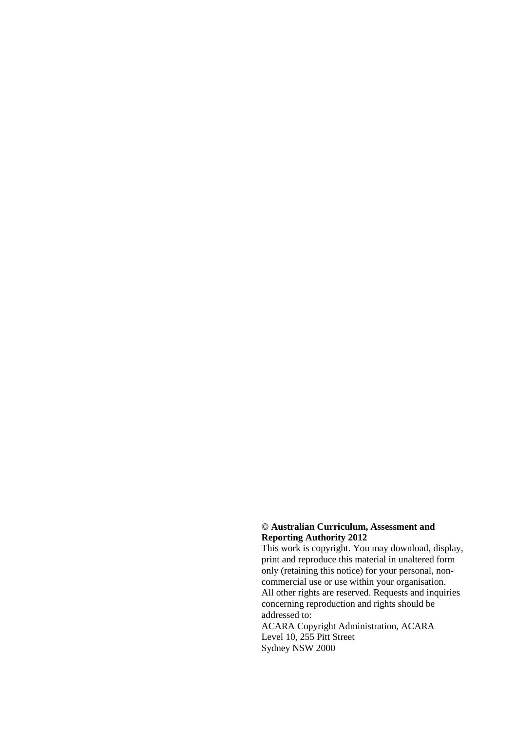**© Australian Curriculum, Assessment and Reporting Authority 2012**

This work is copyright. You may download, display, print and reproduce this material in unaltered form only (retaining this notice) for your personal, non-commercial use or use within your organisation.

All other rights are reserved. Requests and inquiries concerning reproduction and rights should be addressed to:

ACARA Copyright Administration, ACARA
Level 10, 255 Pitt Street
Sydney NSW 2000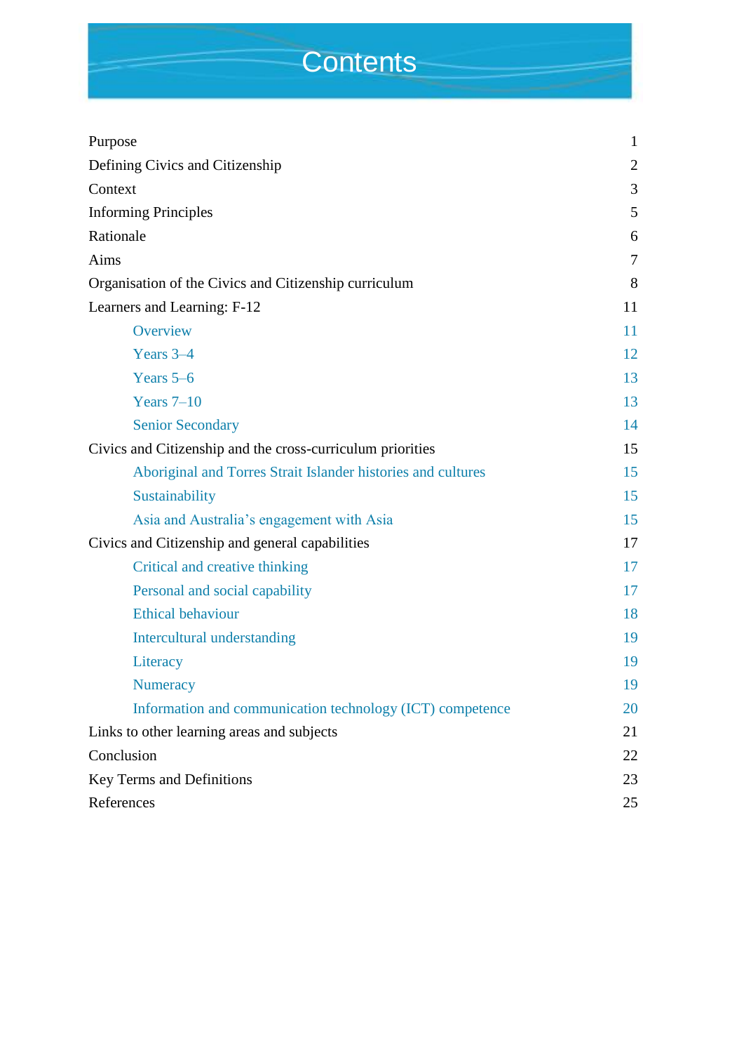# Contents

| | |
|---|---|
| Purpose | 1 |
| Defining Civics and Citizenship | 2 |
| Context | 3 |
| Informing Principles | 5 |
| Rationale | 6 |
| Aims | 7 |
| Organisation of the Civics and Citizenship curriculum | 8 |
| Learners and Learning: F-12 | 11 |
| Overview | 11 |
| Years 3–4 | 12 |
| Years 5–6 | 13 |
| Years 7–10 | 13 |
| Senior Secondary | 14 |
| Civics and Citizenship and the cross-curriculum priorities | 15 |
| Aboriginal and Torres Strait Islander histories and cultures | 15 |
| Sustainability | 15 |
| Asia and Australia's engagement with Asia | 15 |
| Civics and Citizenship and general capabilities | 17 |
| Critical and creative thinking | 17 |
| Personal and social capability | 17 |
| Ethical behaviour | 18 |
| Intercultural understanding | 19 |
| Literacy | 19 |
| Numeracy | 19 |
| Information and communication technology (ICT) competence | 20 |
| Links to other learning areas and subjects | 21 |
| Conclusion | 22 |
| Key Terms and Definitions | 23 |
| References | 25 |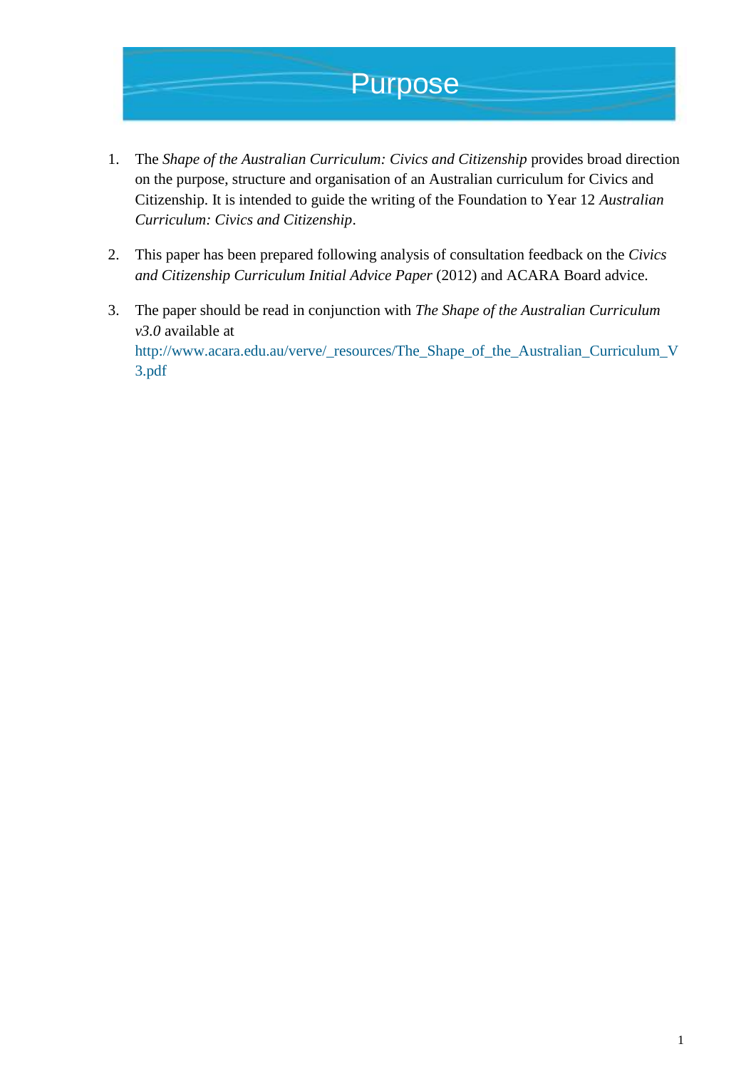# Purpose

1. The *Shape of the Australian Curriculum: Civics and Citizenship* provides broad direction on the purpose, structure and organisation of an Australian curriculum for Civics and Citizenship. It is intended to guide the writing of the Foundation to Year 12 *Australian Curriculum: Civics and Citizenship*.

2. This paper has been prepared following analysis of consultation feedback on the *Civics and Citizenship Curriculum Initial Advice Paper* (2012) and ACARA Board advice.

3. The paper should be read in conjunction with *The Shape of the Australian Curriculum v3.0* available at http://www.acara.edu.au/verve/_resources/The_Shape_of_the_Australian_Curriculum_V3.pdf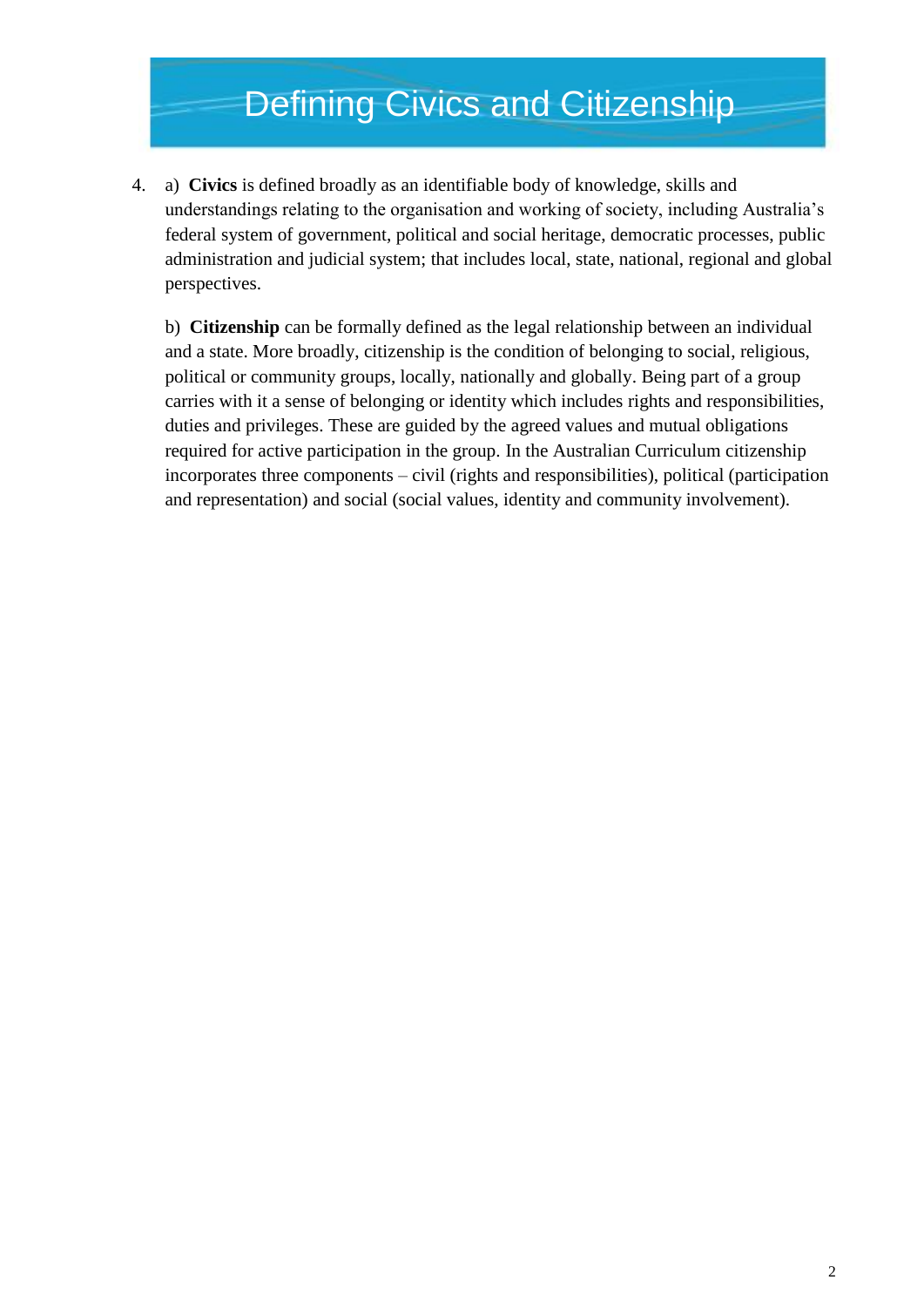# Defining Civics and Citizenship

4. a) **Civics** is defined broadly as an identifiable body of knowledge, skills and understandings relating to the organisation and working of society, including Australia's federal system of government, political and social heritage, democratic processes, public administration and judicial system; that includes local, state, national, regional and global perspectives.

   b) **Citizenship** can be formally defined as the legal relationship between an individual and a state. More broadly, citizenship is the condition of belonging to social, religious, political or community groups, locally, nationally and globally. Being part of a group carries with it a sense of belonging or identity which includes rights and responsibilities, duties and privileges. These are guided by the agreed values and mutual obligations required for active participation in the group. In the Australian Curriculum citizenship incorporates three components – civil (rights and responsibilities), political (participation and representation) and social (social values, identity and community involvement).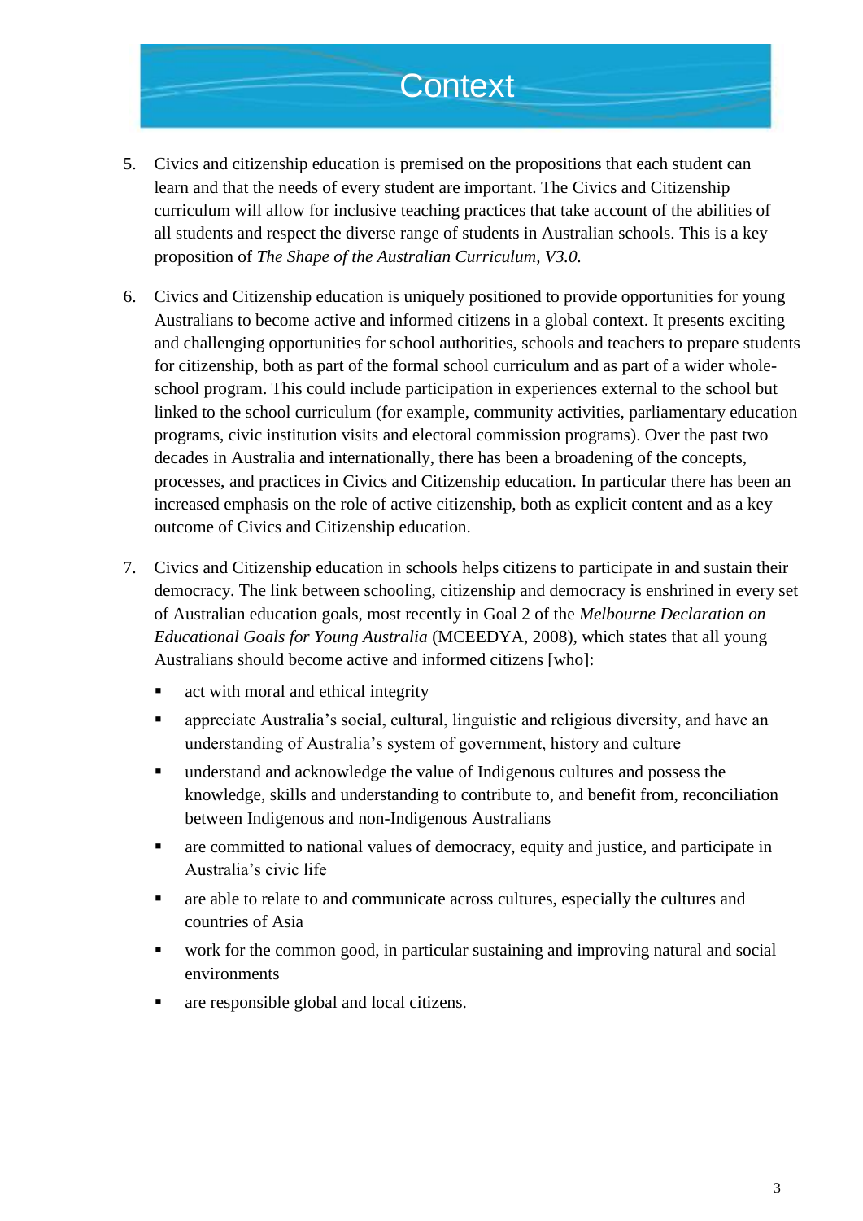# Context

5. Civics and citizenship education is premised on the propositions that each student can learn and that the needs of every student are important. The Civics and Citizenship curriculum will allow for inclusive teaching practices that take account of the abilities of all students and respect the diverse range of students in Australian schools. This is a key proposition of *The Shape of the Australian Curriculum, V3.0.*

6. Civics and Citizenship education is uniquely positioned to provide opportunities for young Australians to become active and informed citizens in a global context. It presents exciting and challenging opportunities for school authorities, schools and teachers to prepare students for citizenship, both as part of the formal school curriculum and as part of a wider whole-school program. This could include participation in experiences external to the school but linked to the school curriculum (for example, community activities, parliamentary education programs, civic institution visits and electoral commission programs). Over the past two decades in Australia and internationally, there has been a broadening of the concepts, processes, and practices in Civics and Citizenship education. In particular there has been an increased emphasis on the role of active citizenship, both as explicit content and as a key outcome of Civics and Citizenship education.

7. Civics and Citizenship education in schools helps citizens to participate in and sustain their democracy. The link between schooling, citizenship and democracy is enshrined in every set of Australian education goals, most recently in Goal 2 of the *Melbourne Declaration on Educational Goals for Young Australia* (MCEEDYA, 2008), which states that all young Australians should become active and informed citizens [who]:

   - act with moral and ethical integrity
   - appreciate Australia's social, cultural, linguistic and religious diversity, and have an understanding of Australia's system of government, history and culture
   - understand and acknowledge the value of Indigenous cultures and possess the knowledge, skills and understanding to contribute to, and benefit from, reconciliation between Indigenous and non-Indigenous Australians
   - are committed to national values of democracy, equity and justice, and participate in Australia's civic life
   - are able to relate to and communicate across cultures, especially the cultures and countries of Asia
   - work for the common good, in particular sustaining and improving natural and social environments
   - are responsible global and local citizens.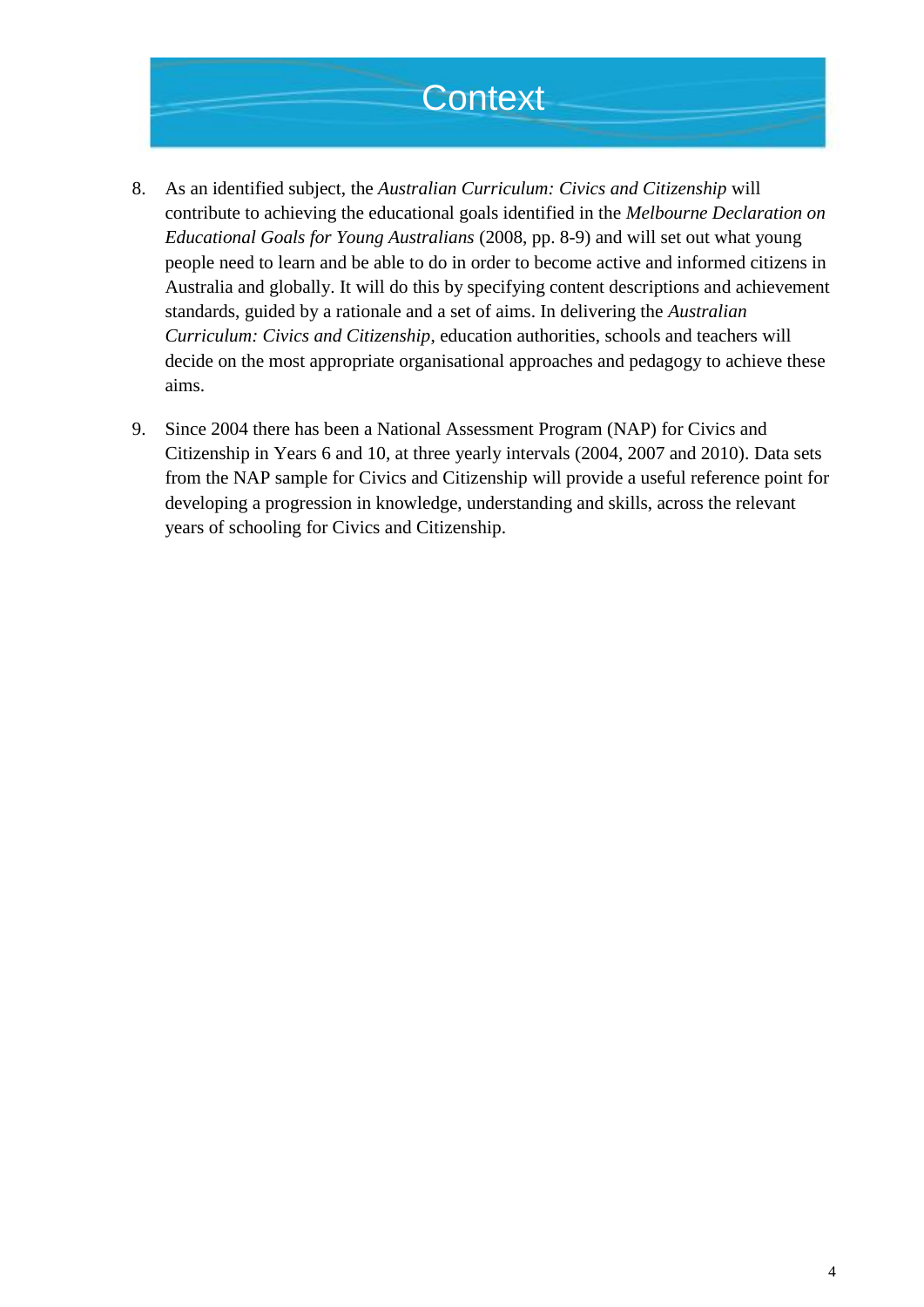# Context

8. As an identified subject, the *Australian Curriculum: Civics and Citizenship* will contribute to achieving the educational goals identified in the *Melbourne Declaration on Educational Goals for Young Australians* (2008, pp. 8-9) and will set out what young people need to learn and be able to do in order to become active and informed citizens in Australia and globally. It will do this by specifying content descriptions and achievement standards, guided by a rationale and a set of aims. In delivering the *Australian Curriculum: Civics and Citizenship*, education authorities, schools and teachers will decide on the most appropriate organisational approaches and pedagogy to achieve these aims.

9. Since 2004 there has been a National Assessment Program (NAP) for Civics and Citizenship in Years 6 and 10, at three yearly intervals (2004, 2007 and 2010). Data sets from the NAP sample for Civics and Citizenship will provide a useful reference point for developing a progression in knowledge, understanding and skills, across the relevant years of schooling for Civics and Citizenship.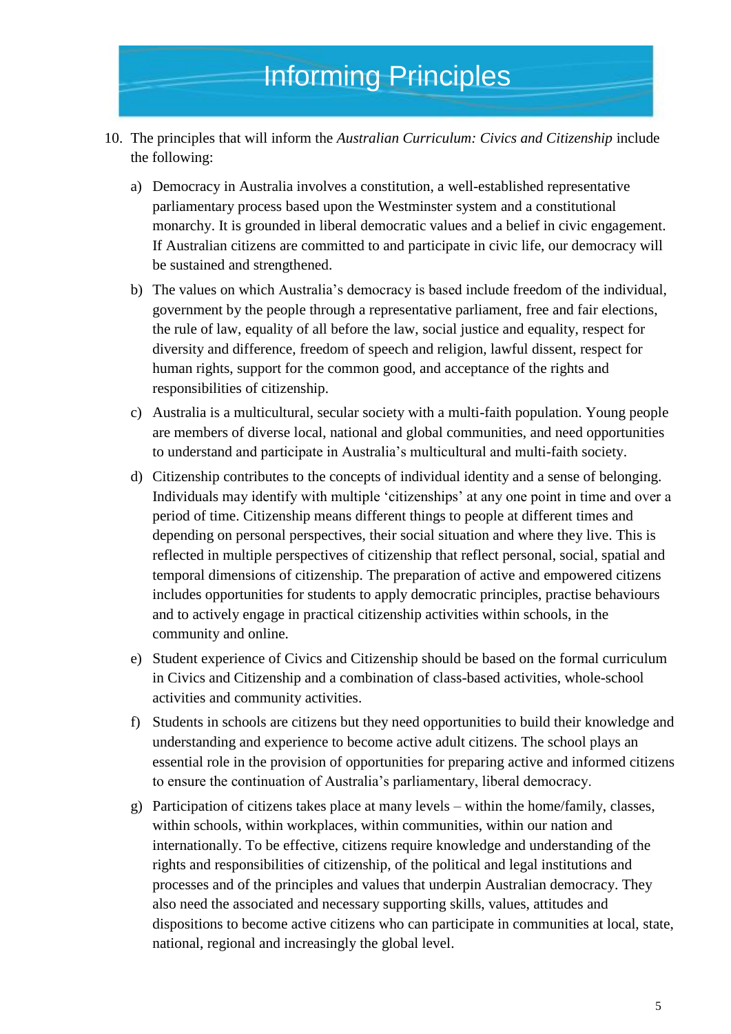# Informing Principles

10. The principles that will inform the *Australian Curriculum: Civics and Citizenship* include the following:

    a) Democracy in Australia involves a constitution, a well-established representative parliamentary process based upon the Westminster system and a constitutional monarchy. It is grounded in liberal democratic values and a belief in civic engagement. If Australian citizens are committed to and participate in civic life, our democracy will be sustained and strengthened.

    b) The values on which Australia's democracy is based include freedom of the individual, government by the people through a representative parliament, free and fair elections, the rule of law, equality of all before the law, social justice and equality, respect for diversity and difference, freedom of speech and religion, lawful dissent, respect for human rights, support for the common good, and acceptance of the rights and responsibilities of citizenship.

    c) Australia is a multicultural, secular society with a multi-faith population. Young people are members of diverse local, national and global communities, and need opportunities to understand and participate in Australia's multicultural and multi-faith society.

    d) Citizenship contributes to the concepts of individual identity and a sense of belonging. Individuals may identify with multiple 'citizenships' at any one point in time and over a period of time. Citizenship means different things to people at different times and depending on personal perspectives, their social situation and where they live. This is reflected in multiple perspectives of citizenship that reflect personal, social, spatial and temporal dimensions of citizenship. The preparation of active and empowered citizens includes opportunities for students to apply democratic principles, practise behaviours and to actively engage in practical citizenship activities within schools, in the community and online.

    e) Student experience of Civics and Citizenship should be based on the formal curriculum in Civics and Citizenship and a combination of class-based activities, whole-school activities and community activities.

    f) Students in schools are citizens but they need opportunities to build their knowledge and understanding and experience to become active adult citizens. The school plays an essential role in the provision of opportunities for preparing active and informed citizens to ensure the continuation of Australia's parliamentary, liberal democracy.

    g) Participation of citizens takes place at many levels – within the home/family, classes, within schools, within workplaces, within communities, within our nation and internationally. To be effective, citizens require knowledge and understanding of the rights and responsibilities of citizenship, of the political and legal institutions and processes and of the principles and values that underpin Australian democracy. They also need the associated and necessary supporting skills, values, attitudes and dispositions to become active citizens who can participate in communities at local, state, national, regional and increasingly the global level.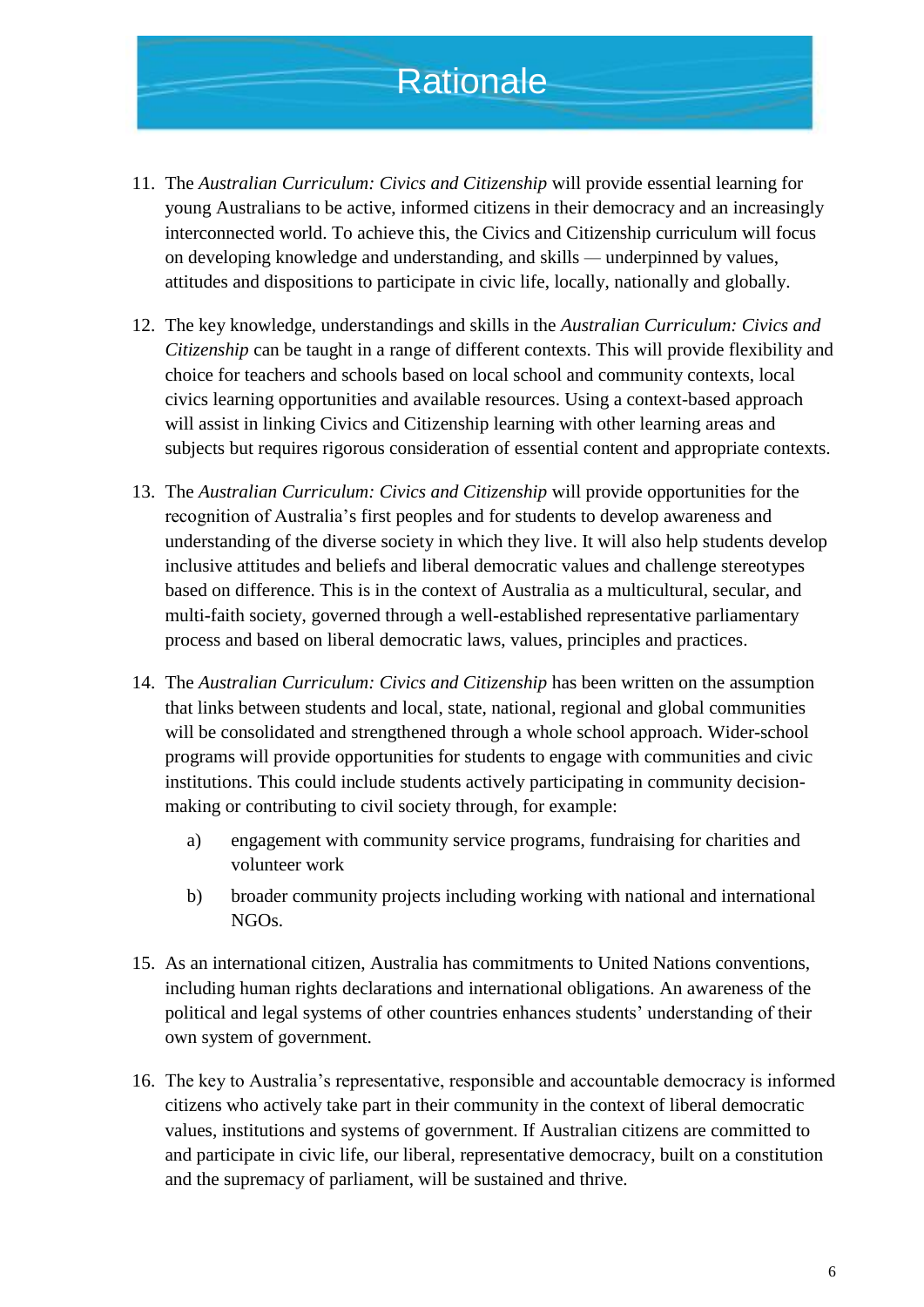# Rationale

11. The *Australian Curriculum: Civics and Citizenship* will provide essential learning for young Australians to be active, informed citizens in their democracy and an increasingly interconnected world. To achieve this, the Civics and Citizenship curriculum will focus on developing knowledge and understanding, and skills — underpinned by values, attitudes and dispositions to participate in civic life, locally, nationally and globally.

12. The key knowledge, understandings and skills in the *Australian Curriculum: Civics and Citizenship* can be taught in a range of different contexts. This will provide flexibility and choice for teachers and schools based on local school and community contexts, local civics learning opportunities and available resources. Using a context-based approach will assist in linking Civics and Citizenship learning with other learning areas and subjects but requires rigorous consideration of essential content and appropriate contexts.

13. The *Australian Curriculum: Civics and Citizenship* will provide opportunities for the recognition of Australia's first peoples and for students to develop awareness and understanding of the diverse society in which they live. It will also help students develop inclusive attitudes and beliefs and liberal democratic values and challenge stereotypes based on difference. This is in the context of Australia as a multicultural, secular, and multi-faith society, governed through a well-established representative parliamentary process and based on liberal democratic laws, values, principles and practices.

14. The *Australian Curriculum: Civics and Citizenship* has been written on the assumption that links between students and local, state, national, regional and global communities will be consolidated and strengthened through a whole school approach. Wider-school programs will provide opportunities for students to engage with communities and civic institutions. This could include students actively participating in community decision-making or contributing to civil society through, for example:

    a) engagement with community service programs, fundraising for charities and volunteer work

    b) broader community projects including working with national and international NGOs.

15. As an international citizen, Australia has commitments to United Nations conventions, including human rights declarations and international obligations. An awareness of the political and legal systems of other countries enhances students' understanding of their own system of government.

16. The key to Australia's representative, responsible and accountable democracy is informed citizens who actively take part in their community in the context of liberal democratic values, institutions and systems of government. If Australian citizens are committed to and participate in civic life, our liberal, representative democracy, built on a constitution and the supremacy of parliament, will be sustained and thrive.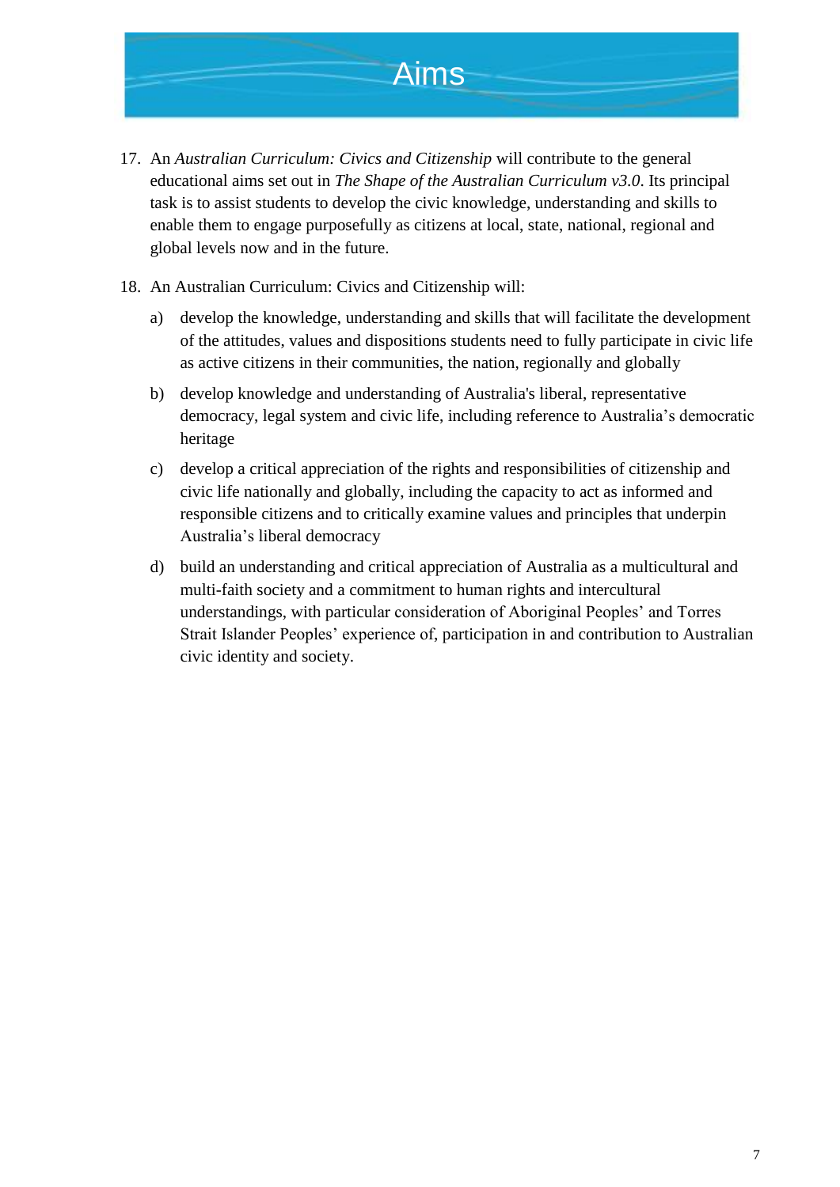# Aims

17. An *Australian Curriculum: Civics and Citizenship* will contribute to the general educational aims set out in *The Shape of the Australian Curriculum v3.0*. Its principal task is to assist students to develop the civic knowledge, understanding and skills to enable them to engage purposefully as citizens at local, state, national, regional and global levels now and in the future.

18. An Australian Curriculum: Civics and Citizenship will:

    a) develop the knowledge, understanding and skills that will facilitate the development of the attitudes, values and dispositions students need to fully participate in civic life as active citizens in their communities, the nation, regionally and globally

    b) develop knowledge and understanding of Australia's liberal, representative democracy, legal system and civic life, including reference to Australia's democratic heritage

    c) develop a critical appreciation of the rights and responsibilities of citizenship and civic life nationally and globally, including the capacity to act as informed and responsible citizens and to critically examine values and principles that underpin Australia's liberal democracy

    d) build an understanding and critical appreciation of Australia as a multicultural and multi-faith society and a commitment to human rights and intercultural understandings, with particular consideration of Aboriginal Peoples' and Torres Strait Islander Peoples' experience of, participation in and contribution to Australian civic identity and society.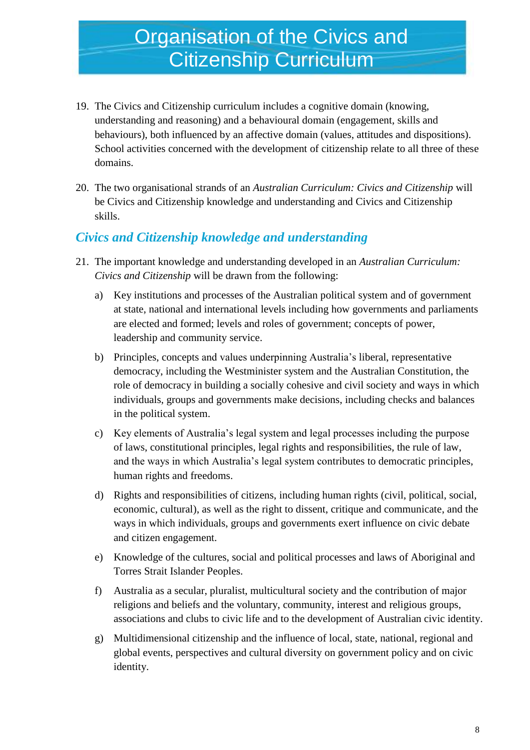# Organisation of the Civics and Citizenship Curriculum

19. The Civics and Citizenship curriculum includes a cognitive domain (knowing, understanding and reasoning) and a behavioural domain (engagement, skills and behaviours), both influenced by an affective domain (values, attitudes and dispositions). School activities concerned with the development of citizenship relate to all three of these domains.

20. The two organisational strands of an *Australian Curriculum: Civics and Citizenship* will be Civics and Citizenship knowledge and understanding and Civics and Citizenship skills.

## *Civics and Citizenship knowledge and understanding*

21. The important knowledge and understanding developed in an *Australian Curriculum: Civics and Citizenship* will be drawn from the following:

    a) Key institutions and processes of the Australian political system and of government at state, national and international levels including how governments and parliaments are elected and formed; levels and roles of government; concepts of power, leadership and community service.

    b) Principles, concepts and values underpinning Australia's liberal, representative democracy, including the Westminister system and the Australian Constitution, the role of democracy in building a socially cohesive and civil society and ways in which individuals, groups and governments make decisions, including checks and balances in the political system.

    c) Key elements of Australia's legal system and legal processes including the purpose of laws, constitutional principles, legal rights and responsibilities, the rule of law, and the ways in which Australia's legal system contributes to democratic principles, human rights and freedoms.

    d) Rights and responsibilities of citizens, including human rights (civil, political, social, economic, cultural), as well as the right to dissent, critique and communicate, and the ways in which individuals, groups and governments exert influence on civic debate and citizen engagement.

    e) Knowledge of the cultures, social and political processes and laws of Aboriginal and Torres Strait Islander Peoples.

    f) Australia as a secular, pluralist, multicultural society and the contribution of major religions and beliefs and the voluntary, community, interest and religious groups, associations and clubs to civic life and to the development of Australian civic identity.

    g) Multidimensional citizenship and the influence of local, state, national, regional and global events, perspectives and cultural diversity on government policy and on civic identity.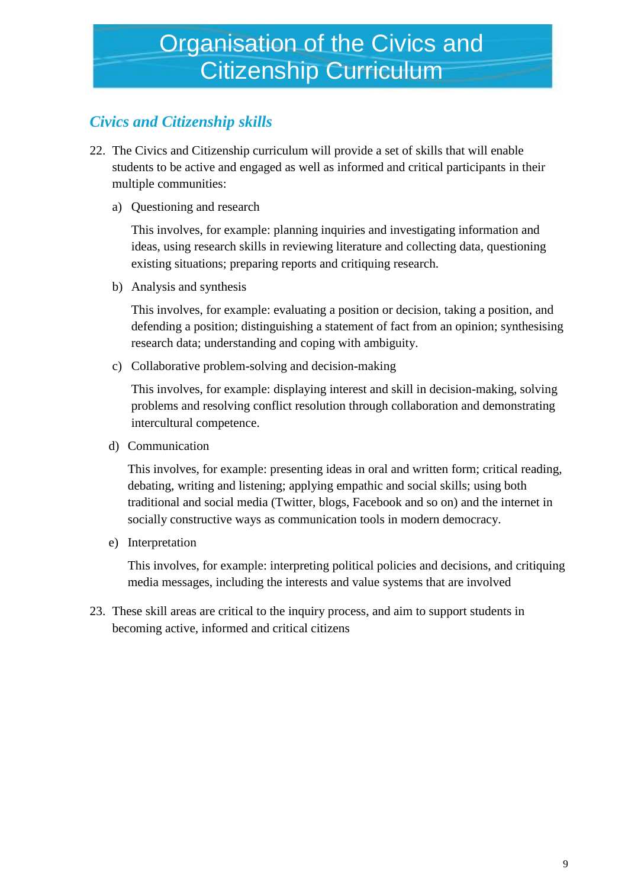# Organisation of the Civics and Citizenship Curriculum

## *Civics and Citizenship skills*

22. The Civics and Citizenship curriculum will provide a set of skills that will enable students to be active and engaged as well as informed and critical participants in their multiple communities:

    a) Questioning and research

    This involves, for example: planning inquiries and investigating information and ideas, using research skills in reviewing literature and collecting data, questioning existing situations; preparing reports and critiquing research.

    b) Analysis and synthesis

    This involves, for example: evaluating a position or decision, taking a position, and defending a position; distinguishing a statement of fact from an opinion; synthesising research data; understanding and coping with ambiguity.

    c) Collaborative problem-solving and decision-making

    This involves, for example: displaying interest and skill in decision-making, solving problems and resolving conflict resolution through collaboration and demonstrating intercultural competence.

    d) Communication

    This involves, for example: presenting ideas in oral and written form; critical reading, debating, writing and listening; applying empathic and social skills; using both traditional and social media (Twitter, blogs, Facebook and so on) and the internet in socially constructive ways as communication tools in modern democracy.

    e) Interpretation

    This involves, for example: interpreting political policies and decisions, and critiquing media messages, including the interests and value systems that are involved

23. These skill areas are critical to the inquiry process, and aim to support students in becoming active, informed and critical citizens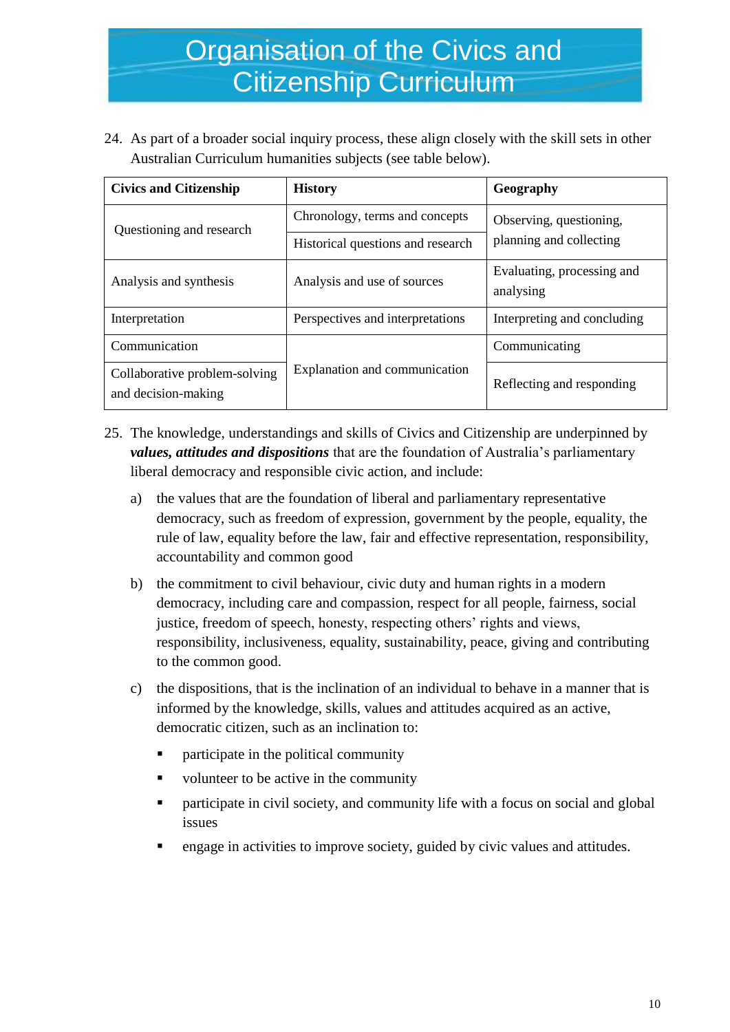# Organisation of the Civics and Citizenship Curriculum

24. As part of a broader social inquiry process, these align closely with the skill sets in other Australian Curriculum humanities subjects (see table below).

| Civics and Citizenship | History | Geography |
|---|---|---|
| Questioning and research | Chronology, terms and concepts | Observing, questioning, planning and collecting |
| | Historical questions and research | |
| Analysis and synthesis | Analysis and use of sources | Evaluating, processing and analysing |
| Interpretation | Perspectives and interpretations | Interpreting and concluding |
| Communication | Explanation and communication | Communicating |
| Collaborative problem-solving and decision-making | | Reflecting and responding |

25. The knowledge, understandings and skills of Civics and Citizenship are underpinned by ***values, attitudes and dispositions*** that are the foundation of Australia's parliamentary liberal democracy and responsible civic action, and include:

    a) the values that are the foundation of liberal and parliamentary representative democracy, such as freedom of expression, government by the people, equality, the rule of law, equality before the law, fair and effective representation, responsibility, accountability and common good

    b) the commitment to civil behaviour, civic duty and human rights in a modern democracy, including care and compassion, respect for all people, fairness, social justice, freedom of speech, honesty, respecting others' rights and views, responsibility, inclusiveness, equality, sustainability, peace, giving and contributing to the common good.

    c) the dispositions, that is the inclination of an individual to behave in a manner that is informed by the knowledge, skills, values and attitudes acquired as an active, democratic citizen, such as an inclination to:

    - participate in the political community
    - volunteer to be active in the community
    - participate in civil society, and community life with a focus on social and global issues
    - engage in activities to improve society, guided by civic values and attitudes.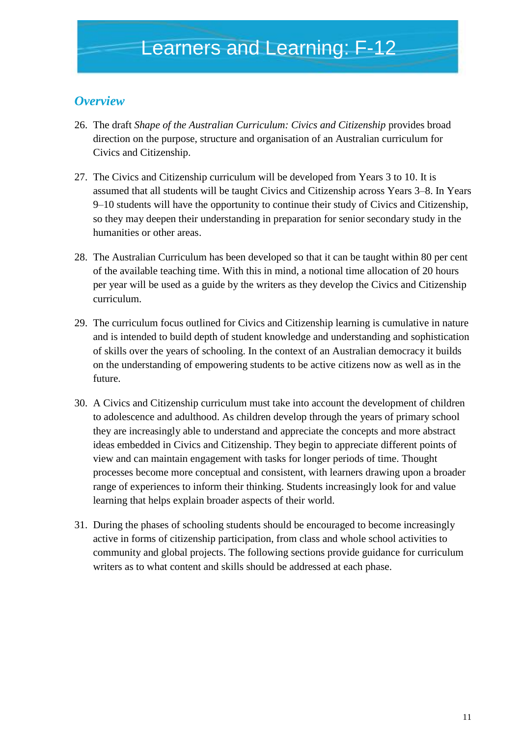# Learners and Learning: F-12

## *Overview*

26. The draft *Shape of the Australian Curriculum: Civics and Citizenship* provides broad direction on the purpose, structure and organisation of an Australian curriculum for Civics and Citizenship.

27. The Civics and Citizenship curriculum will be developed from Years 3 to 10. It is assumed that all students will be taught Civics and Citizenship across Years 3–8. In Years 9–10 students will have the opportunity to continue their study of Civics and Citizenship, so they may deepen their understanding in preparation for senior secondary study in the humanities or other areas.

28. The Australian Curriculum has been developed so that it can be taught within 80 per cent of the available teaching time. With this in mind, a notional time allocation of 20 hours per year will be used as a guide by the writers as they develop the Civics and Citizenship curriculum.

29. The curriculum focus outlined for Civics and Citizenship learning is cumulative in nature and is intended to build depth of student knowledge and understanding and sophistication of skills over the years of schooling. In the context of an Australian democracy it builds on the understanding of empowering students to be active citizens now as well as in the future.

30. A Civics and Citizenship curriculum must take into account the development of children to adolescence and adulthood. As children develop through the years of primary school they are increasingly able to understand and appreciate the concepts and more abstract ideas embedded in Civics and Citizenship. They begin to appreciate different points of view and can maintain engagement with tasks for longer periods of time. Thought processes become more conceptual and consistent, with learners drawing upon a broader range of experiences to inform their thinking. Students increasingly look for and value learning that helps explain broader aspects of their world.

31. During the phases of schooling students should be encouraged to become increasingly active in forms of citizenship participation, from class and whole school activities to community and global projects. The following sections provide guidance for curriculum writers as to what content and skills should be addressed at each phase.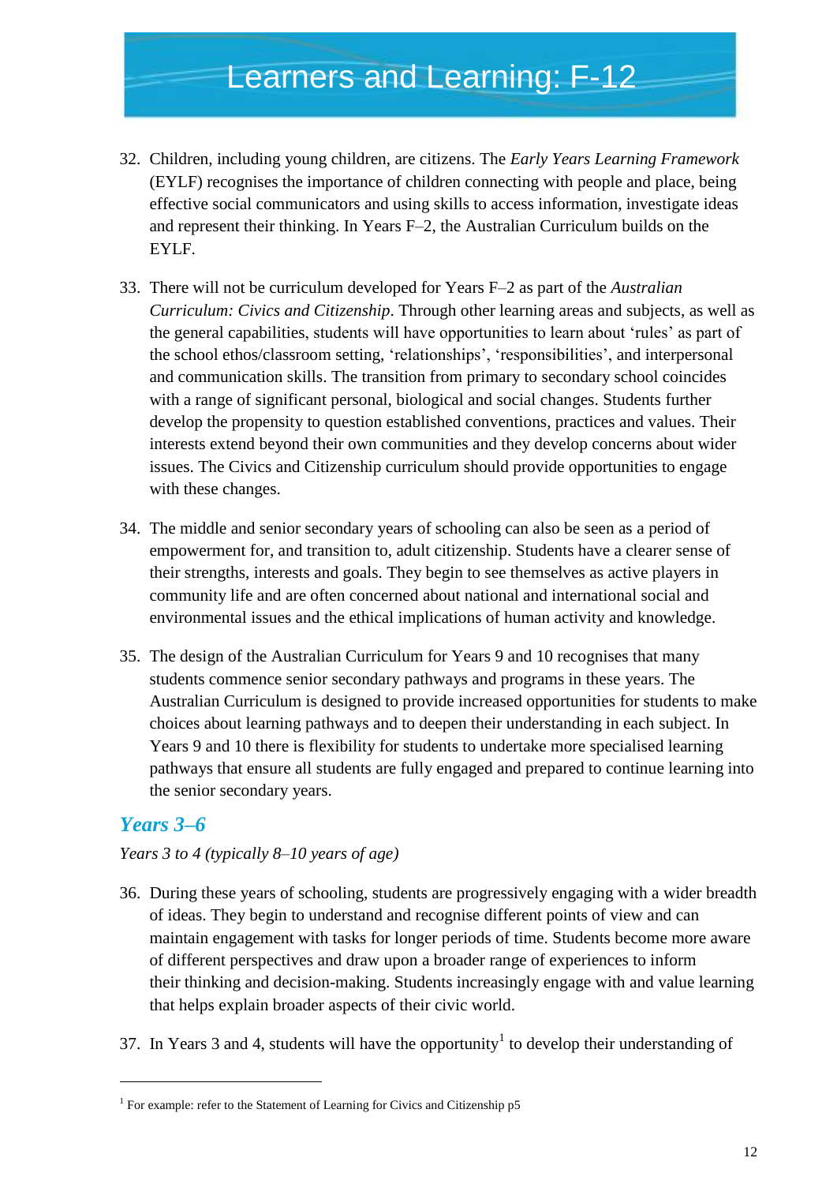# Learners and Learning: F-12

32. Children, including young children, are citizens. The *Early Years Learning Framework* (EYLF) recognises the importance of children connecting with people and place, being effective social communicators and using skills to access information, investigate ideas and represent their thinking. In Years F–2, the Australian Curriculum builds on the EYLF.

33. There will not be curriculum developed for Years F–2 as part of the *Australian Curriculum: Civics and Citizenship*. Through other learning areas and subjects, as well as the general capabilities, students will have opportunities to learn about 'rules' as part of the school ethos/classroom setting, 'relationships', 'responsibilities', and interpersonal and communication skills. The transition from primary to secondary school coincides with a range of significant personal, biological and social changes. Students further develop the propensity to question established conventions, practices and values. Their interests extend beyond their own communities and they develop concerns about wider issues. The Civics and Citizenship curriculum should provide opportunities to engage with these changes.

34. The middle and senior secondary years of schooling can also be seen as a period of empowerment for, and transition to, adult citizenship. Students have a clearer sense of their strengths, interests and goals. They begin to see themselves as active players in community life and are often concerned about national and international social and environmental issues and the ethical implications of human activity and knowledge.

35. The design of the Australian Curriculum for Years 9 and 10 recognises that many students commence senior secondary pathways and programs in these years. The Australian Curriculum is designed to provide increased opportunities for students to make choices about learning pathways and to deepen their understanding in each subject. In Years 9 and 10 there is flexibility for students to undertake more specialised learning pathways that ensure all students are fully engaged and prepared to continue learning into the senior secondary years.

## *Years 3–6*

*Years 3 to 4 (typically 8–10 years of age)*

36. During these years of schooling, students are progressively engaging with a wider breadth of ideas. They begin to understand and recognise different points of view and can maintain engagement with tasks for longer periods of time. Students become more aware of different perspectives and draw upon a broader range of experiences to inform their thinking and decision-making. Students increasingly engage with and value learning that helps explain broader aspects of their civic world.

37. In Years 3 and 4, students will have the opportunity[1] to develop their understanding of

---

[1] For example: refer to the Statement of Learning for Civics and Citizenship p5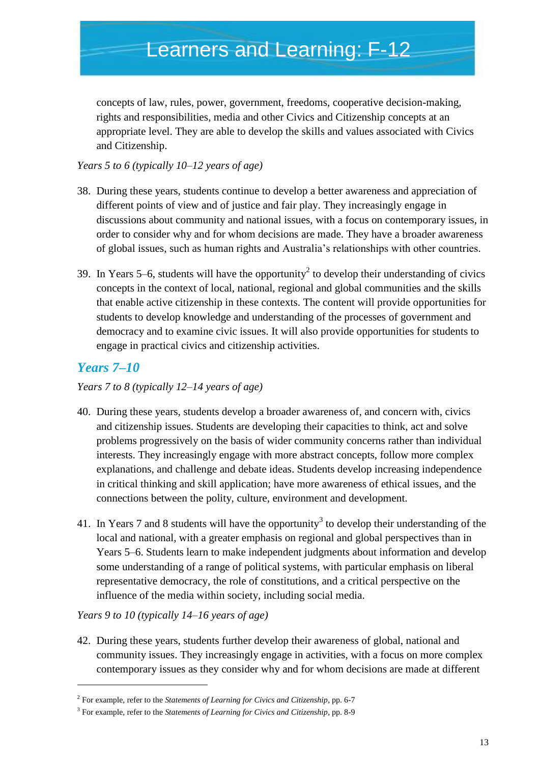concepts of law, rules, power, government, freedoms, cooperative decision-making, rights and responsibilities, media and other Civics and Citizenship concepts at an appropriate level. They are able to develop the skills and values associated with Civics and Citizenship.

*Years 5 to 6 (typically 10–12 years of age)*

38. During these years, students continue to develop a better awareness and appreciation of different points of view and of justice and fair play. They increasingly engage in discussions about community and national issues, with a focus on contemporary issues, in order to consider why and for whom decisions are made. They have a broader awareness of global issues, such as human rights and Australia's relationships with other countries.

39. In Years 5–6, students will have the opportunity[2] to develop their understanding of civics concepts in the context of local, national, regional and global communities and the skills that enable active citizenship in these contexts. The content will provide opportunities for students to develop knowledge and understanding of the processes of government and democracy and to examine civic issues. It will also provide opportunities for students to engage in practical civics and citizenship activities.

## *Years 7–10*

*Years 7 to 8 (typically 12–14 years of age)*

40. During these years, students develop a broader awareness of, and concern with, civics and citizenship issues. Students are developing their capacities to think, act and solve problems progressively on the basis of wider community concerns rather than individual interests. They increasingly engage with more abstract concepts, follow more complex explanations, and challenge and debate ideas. Students develop increasing independence in critical thinking and skill application; have more awareness of ethical issues, and the connections between the polity, culture, environment and development.

41. In Years 7 and 8 students will have the opportunity[3] to develop their understanding of the local and national, with a greater emphasis on regional and global perspectives than in Years 5–6. Students learn to make independent judgments about information and develop some understanding of a range of political systems, with particular emphasis on liberal representative democracy, the role of constitutions, and a critical perspective on the influence of the media within society, including social media.

*Years 9 to 10 (typically 14–16 years of age)*

42. During these years, students further develop their awareness of global, national and community issues. They increasingly engage in activities, with a focus on more complex contemporary issues as they consider why and for whom decisions are made at different

---

[2] For example, refer to the *Statements of Learning for Civics and Citizenship*, pp. 6-7

[3] For example, refer to the *Statements of Learning for Civics and Citizenship*, pp. 8-9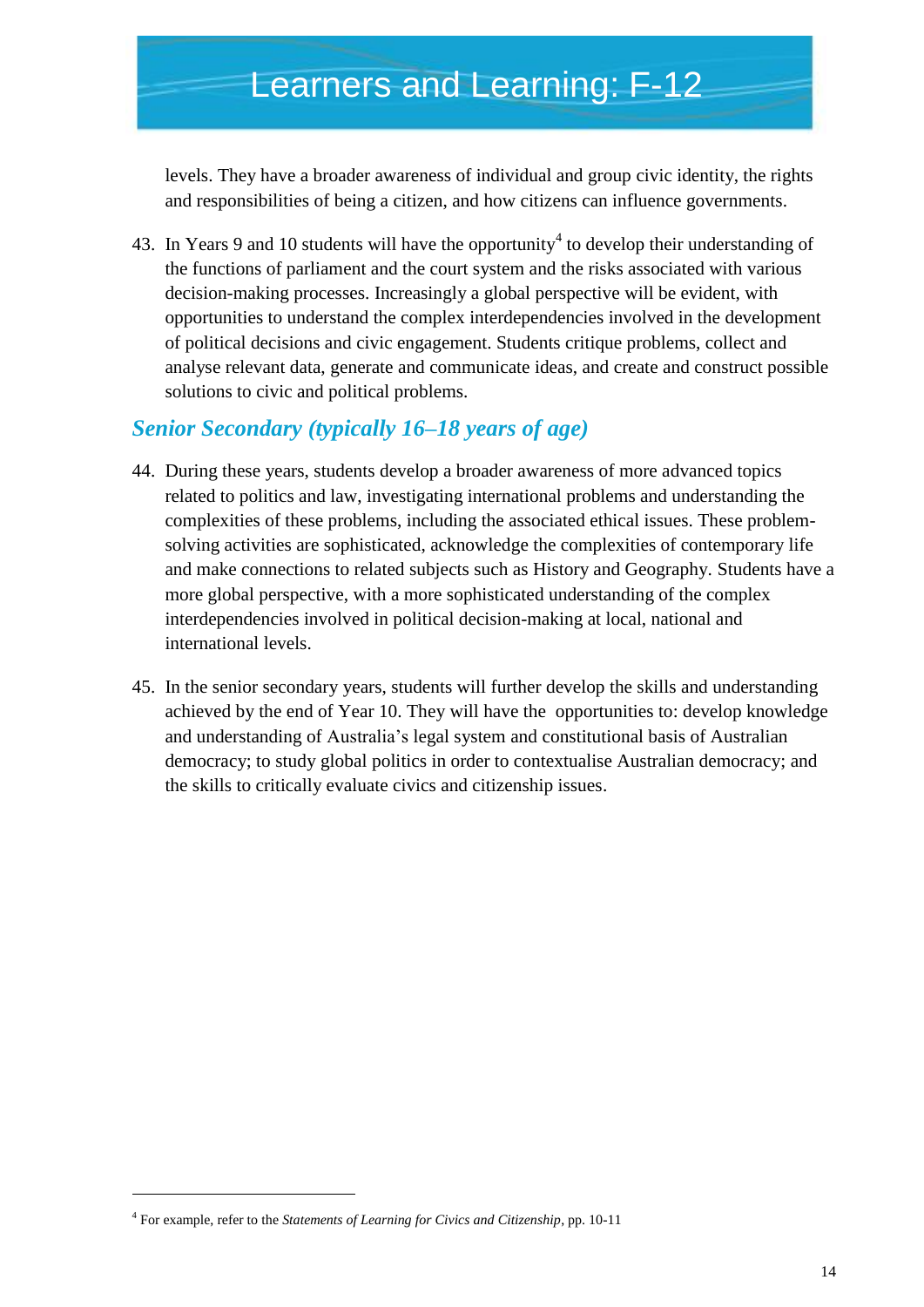levels. They have a broader awareness of individual and group civic identity, the rights and responsibilities of being a citizen, and how citizens can influence governments.

43. In Years 9 and 10 students will have the opportunity[4] to develop their understanding of the functions of parliament and the court system and the risks associated with various decision-making processes. Increasingly a global perspective will be evident, with opportunities to understand the complex interdependencies involved in the development of political decisions and civic engagement. Students critique problems, collect and analyse relevant data, generate and communicate ideas, and create and construct possible solutions to civic and political problems.

### *Senior Secondary (typically 16–18 years of age)*

44. During these years, students develop a broader awareness of more advanced topics related to politics and law, investigating international problems and understanding the complexities of these problems, including the associated ethical issues. These problem-solving activities are sophisticated, acknowledge the complexities of contemporary life and make connections to related subjects such as History and Geography. Students have a more global perspective, with a more sophisticated understanding of the complex interdependencies involved in political decision-making at local, national and international levels.

45. In the senior secondary years, students will further develop the skills and understanding achieved by the end of Year 10. They will have the opportunities to: develop knowledge and understanding of Australia's legal system and constitutional basis of Australian democracy; to study global politics in order to contextualise Australian democracy; and the skills to critically evaluate civics and citizenship issues.

---

[4] For example, refer to the *Statements of Learning for Civics and Citizenship*, pp. 10-11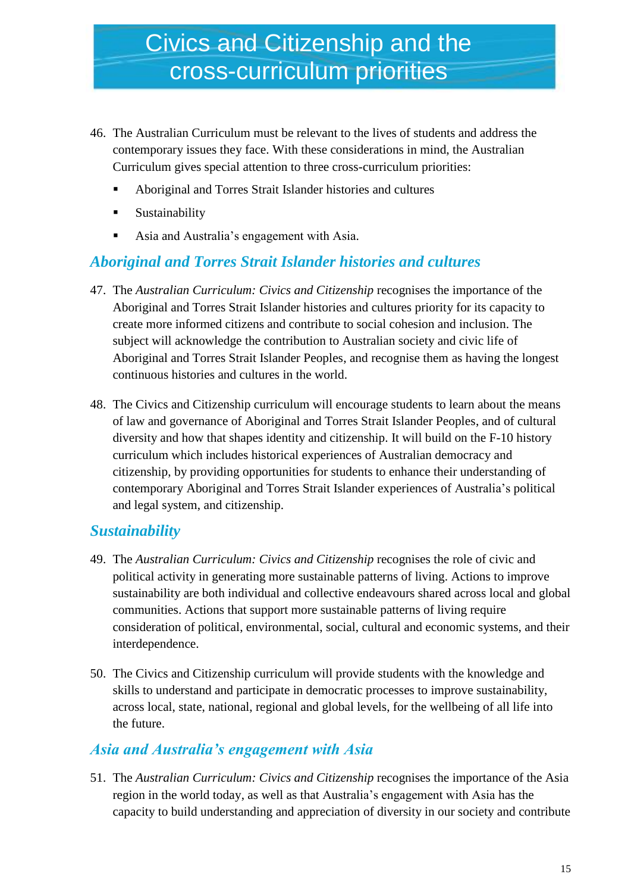# Civics and Citizenship and the cross-curriculum priorities

46. The Australian Curriculum must be relevant to the lives of students and address the contemporary issues they face. With these considerations in mind, the Australian Curriculum gives special attention to three cross-curriculum priorities:
    - Aboriginal and Torres Strait Islander histories and cultures
    - Sustainability
    - Asia and Australia's engagement with Asia.

## *Aboriginal and Torres Strait Islander histories and cultures*

47. The *Australian Curriculum: Civics and Citizenship* recognises the importance of the Aboriginal and Torres Strait Islander histories and cultures priority for its capacity to create more informed citizens and contribute to social cohesion and inclusion. The subject will acknowledge the contribution to Australian society and civic life of Aboriginal and Torres Strait Islander Peoples, and recognise them as having the longest continuous histories and cultures in the world.

48. The Civics and Citizenship curriculum will encourage students to learn about the means of law and governance of Aboriginal and Torres Strait Islander Peoples, and of cultural diversity and how that shapes identity and citizenship. It will build on the F-10 history curriculum which includes historical experiences of Australian democracy and citizenship, by providing opportunities for students to enhance their understanding of contemporary Aboriginal and Torres Strait Islander experiences of Australia's political and legal system, and citizenship.

## *Sustainability*

49. The *Australian Curriculum: Civics and Citizenship* recognises the role of civic and political activity in generating more sustainable patterns of living. Actions to improve sustainability are both individual and collective endeavours shared across local and global communities. Actions that support more sustainable patterns of living require consideration of political, environmental, social, cultural and economic systems, and their interdependence.

50. The Civics and Citizenship curriculum will provide students with the knowledge and skills to understand and participate in democratic processes to improve sustainability, across local, state, national, regional and global levels, for the wellbeing of all life into the future.

## *Asia and Australia's engagement with Asia*

51. The *Australian Curriculum: Civics and Citizenship* recognises the importance of the Asia region in the world today, as well as that Australia's engagement with Asia has the capacity to build understanding and appreciation of diversity in our society and contribute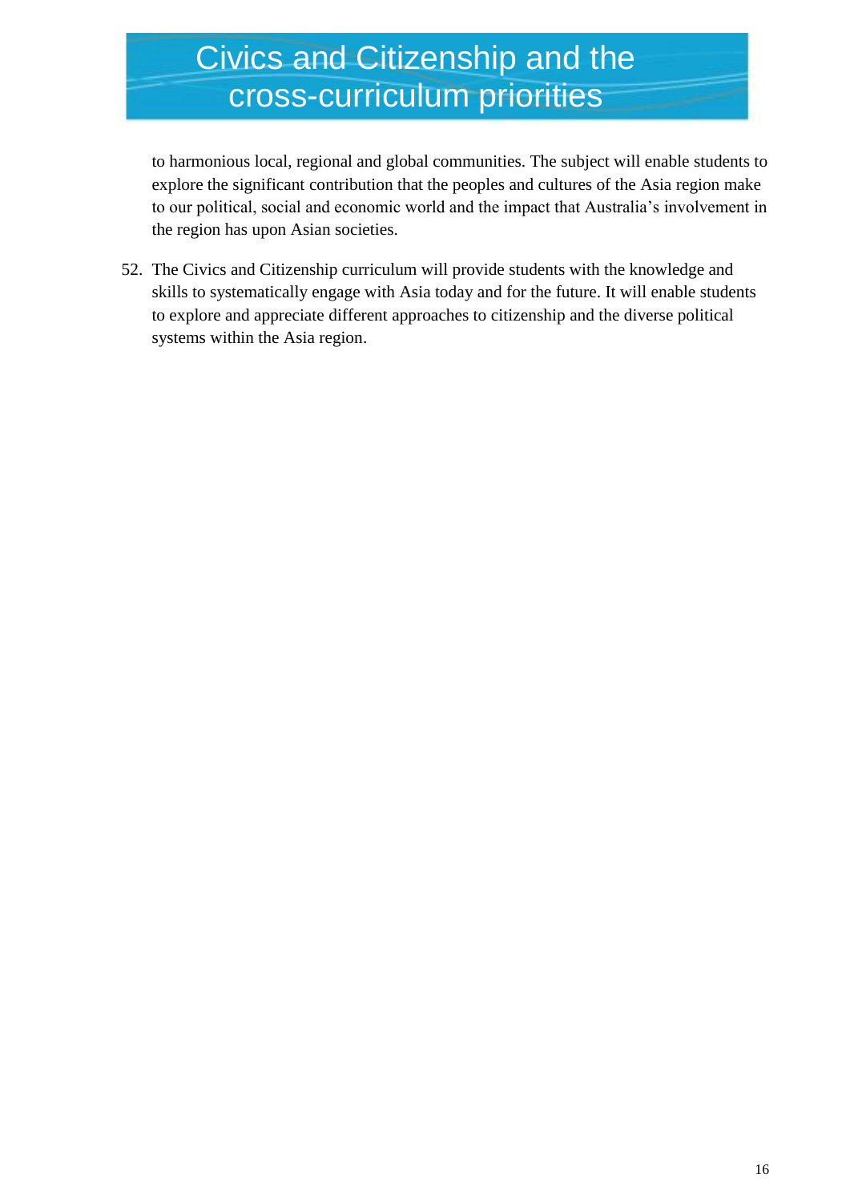# Civics and Citizenship and the cross-curriculum priorities

to harmonious local, regional and global communities. The subject will enable students to explore the significant contribution that the peoples and cultures of the Asia region make to our political, social and economic world and the impact that Australia's involvement in the region has upon Asian societies.

52. The Civics and Citizenship curriculum will provide students with the knowledge and skills to systematically engage with Asia today and for the future. It will enable students to explore and appreciate different approaches to citizenship and the diverse political systems within the Asia region.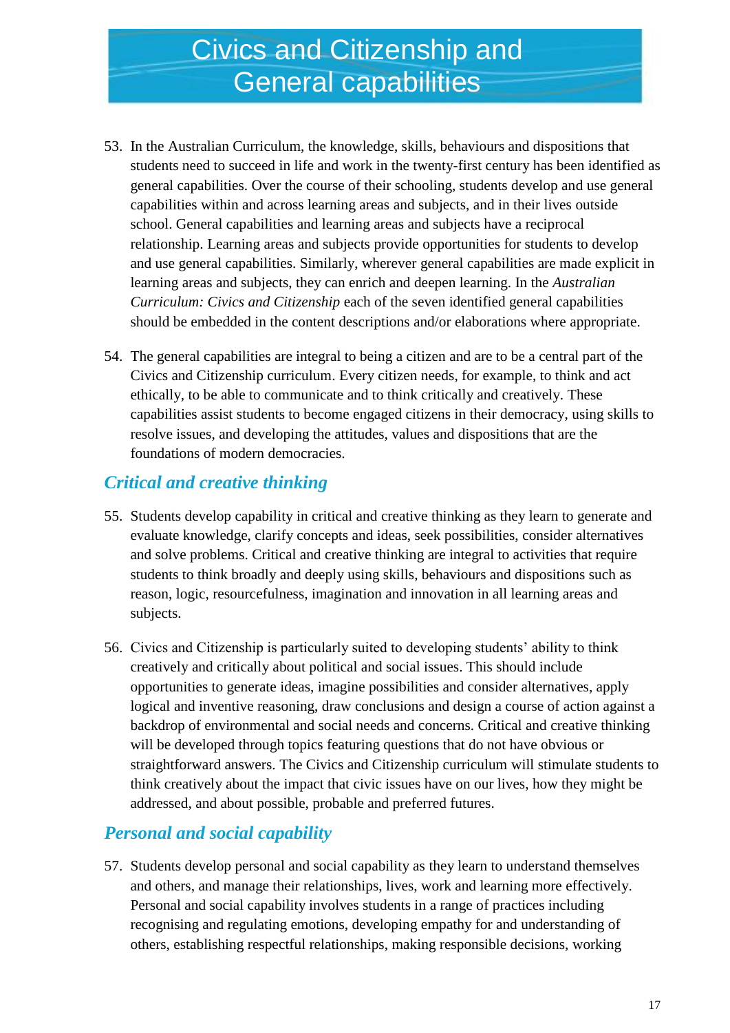# Civics and Citizenship and General capabilities

53. In the Australian Curriculum, the knowledge, skills, behaviours and dispositions that students need to succeed in life and work in the twenty-first century has been identified as general capabilities. Over the course of their schooling, students develop and use general capabilities within and across learning areas and subjects, and in their lives outside school. General capabilities and learning areas and subjects have a reciprocal relationship. Learning areas and subjects provide opportunities for students to develop and use general capabilities. Similarly, wherever general capabilities are made explicit in learning areas and subjects, they can enrich and deepen learning. In the *Australian Curriculum: Civics and Citizenship* each of the seven identified general capabilities should be embedded in the content descriptions and/or elaborations where appropriate.

54. The general capabilities are integral to being a citizen and are to be a central part of the Civics and Citizenship curriculum. Every citizen needs, for example, to think and act ethically, to be able to communicate and to think critically and creatively. These capabilities assist students to become engaged citizens in their democracy, using skills to resolve issues, and developing the attitudes, values and dispositions that are the foundations of modern democracies.

## *Critical and creative thinking*

55. Students develop capability in critical and creative thinking as they learn to generate and evaluate knowledge, clarify concepts and ideas, seek possibilities, consider alternatives and solve problems. Critical and creative thinking are integral to activities that require students to think broadly and deeply using skills, behaviours and dispositions such as reason, logic, resourcefulness, imagination and innovation in all learning areas and subjects.

56. Civics and Citizenship is particularly suited to developing students' ability to think creatively and critically about political and social issues. This should include opportunities to generate ideas, imagine possibilities and consider alternatives, apply logical and inventive reasoning, draw conclusions and design a course of action against a backdrop of environmental and social needs and concerns. Critical and creative thinking will be developed through topics featuring questions that do not have obvious or straightforward answers. The Civics and Citizenship curriculum will stimulate students to think creatively about the impact that civic issues have on our lives, how they might be addressed, and about possible, probable and preferred futures.

## *Personal and social capability*

57. Students develop personal and social capability as they learn to understand themselves and others, and manage their relationships, lives, work and learning more effectively. Personal and social capability involves students in a range of practices including recognising and regulating emotions, developing empathy for and understanding of others, establishing respectful relationships, making responsible decisions, working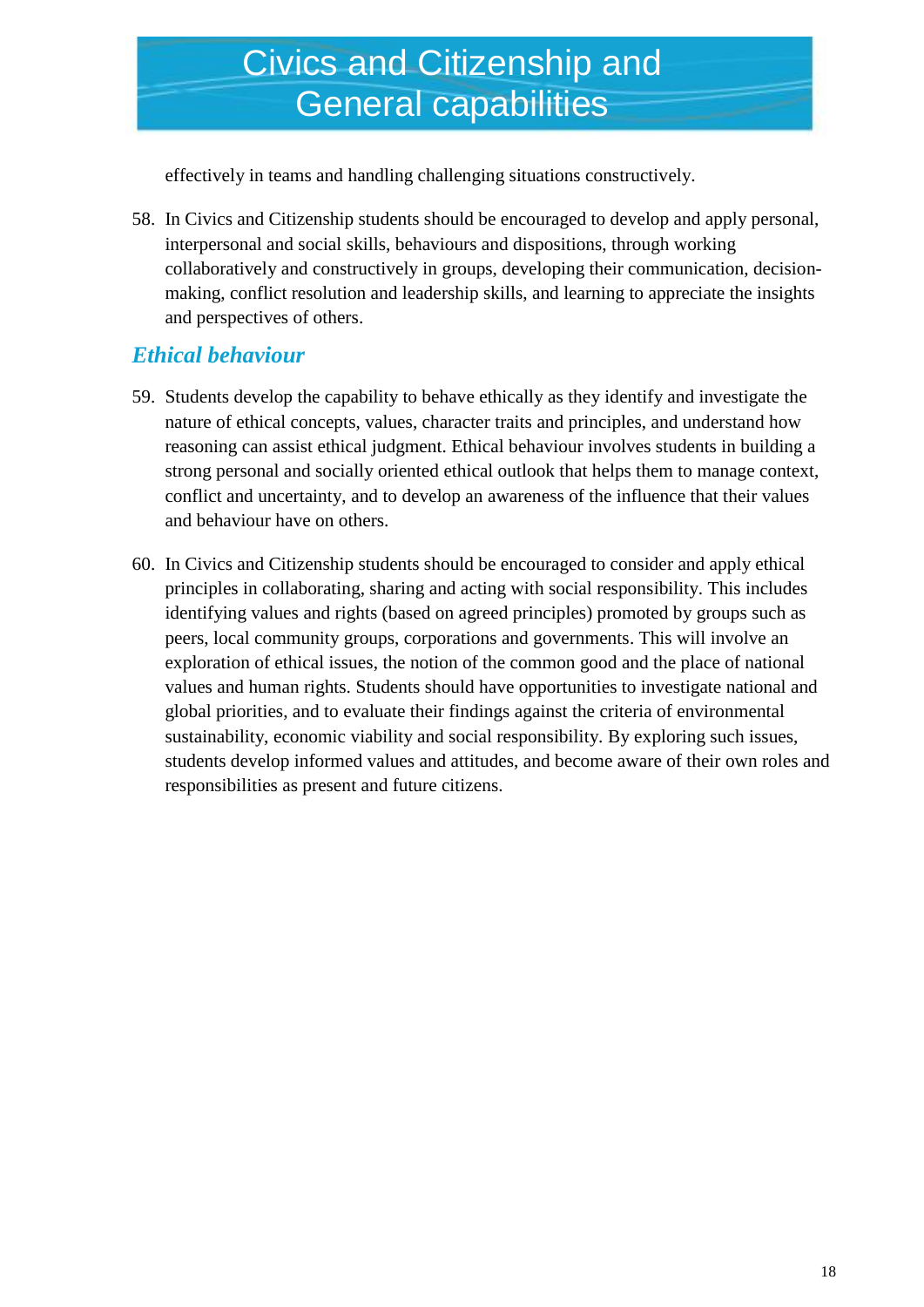effectively in teams and handling challenging situations constructively.

58. In Civics and Citizenship students should be encouraged to develop and apply personal, interpersonal and social skills, behaviours and dispositions, through working collaboratively and constructively in groups, developing their communication, decision-making, conflict resolution and leadership skills, and learning to appreciate the insights and perspectives of others.

### *Ethical behaviour*

59. Students develop the capability to behave ethically as they identify and investigate the nature of ethical concepts, values, character traits and principles, and understand how reasoning can assist ethical judgment. Ethical behaviour involves students in building a strong personal and socially oriented ethical outlook that helps them to manage context, conflict and uncertainty, and to develop an awareness of the influence that their values and behaviour have on others.

60. In Civics and Citizenship students should be encouraged to consider and apply ethical principles in collaborating, sharing and acting with social responsibility. This includes identifying values and rights (based on agreed principles) promoted by groups such as peers, local community groups, corporations and governments. This will involve an exploration of ethical issues, the notion of the common good and the place of national values and human rights. Students should have opportunities to investigate national and global priorities, and to evaluate their findings against the criteria of environmental sustainability, economic viability and social responsibility. By exploring such issues, students develop informed values and attitudes, and become aware of their own roles and responsibilities as present and future citizens.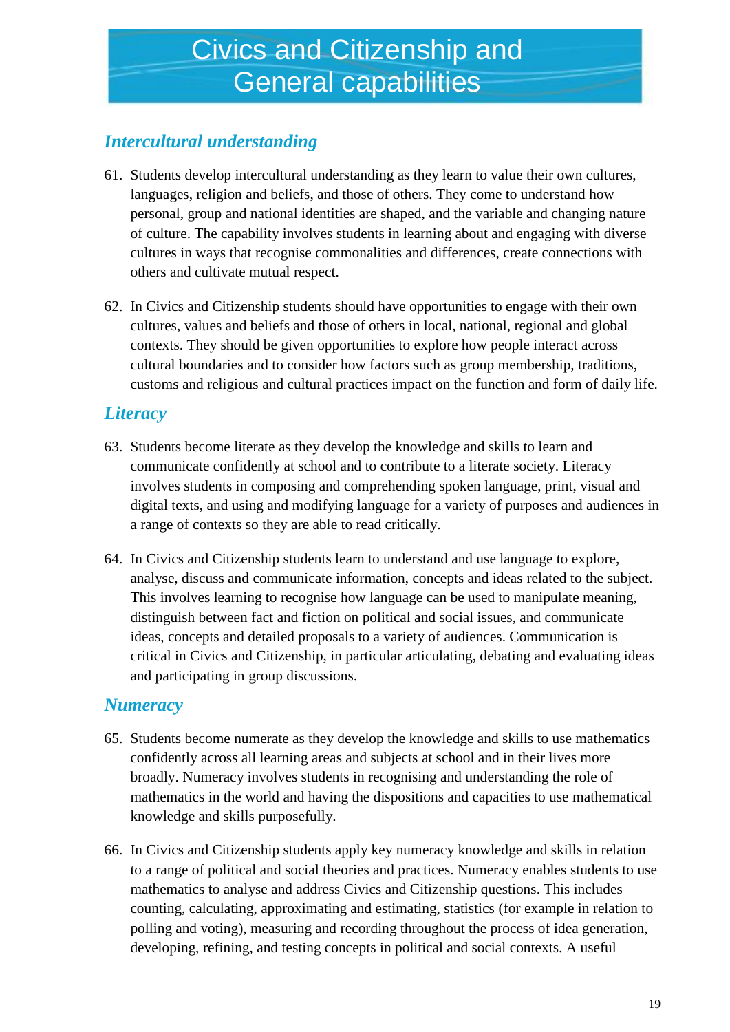# Civics and Citizenship and General capabilities

## *Intercultural understanding*

61. Students develop intercultural understanding as they learn to value their own cultures, languages, religion and beliefs, and those of others. They come to understand how personal, group and national identities are shaped, and the variable and changing nature of culture. The capability involves students in learning about and engaging with diverse cultures in ways that recognise commonalities and differences, create connections with others and cultivate mutual respect.

62. In Civics and Citizenship students should have opportunities to engage with their own cultures, values and beliefs and those of others in local, national, regional and global contexts. They should be given opportunities to explore how people interact across cultural boundaries and to consider how factors such as group membership, traditions, customs and religious and cultural practices impact on the function and form of daily life.

## *Literacy*

63. Students become literate as they develop the knowledge and skills to learn and communicate confidently at school and to contribute to a literate society. Literacy involves students in composing and comprehending spoken language, print, visual and digital texts, and using and modifying language for a variety of purposes and audiences in a range of contexts so they are able to read critically.

64. In Civics and Citizenship students learn to understand and use language to explore, analyse, discuss and communicate information, concepts and ideas related to the subject. This involves learning to recognise how language can be used to manipulate meaning, distinguish between fact and fiction on political and social issues, and communicate ideas, concepts and detailed proposals to a variety of audiences. Communication is critical in Civics and Citizenship, in particular articulating, debating and evaluating ideas and participating in group discussions.

## *Numeracy*

65. Students become numerate as they develop the knowledge and skills to use mathematics confidently across all learning areas and subjects at school and in their lives more broadly. Numeracy involves students in recognising and understanding the role of mathematics in the world and having the dispositions and capacities to use mathematical knowledge and skills purposefully.

66. In Civics and Citizenship students apply key numeracy knowledge and skills in relation to a range of political and social theories and practices. Numeracy enables students to use mathematics to analyse and address Civics and Citizenship questions. This includes counting, calculating, approximating and estimating, statistics (for example in relation to polling and voting), measuring and recording throughout the process of idea generation, developing, refining, and testing concepts in political and social contexts. A useful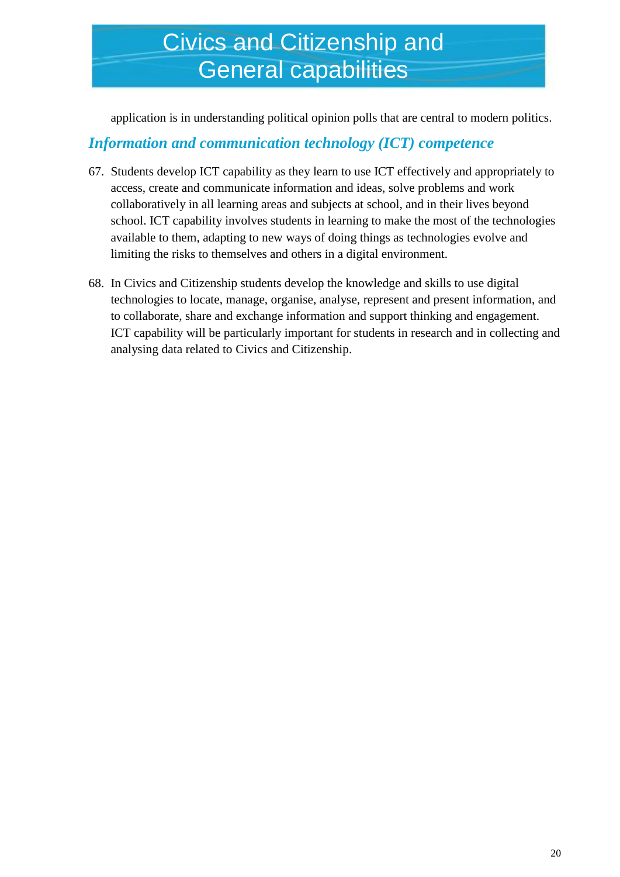application is in understanding political opinion polls that are central to modern politics.

### *Information and communication technology (ICT) competence*

67. Students develop ICT capability as they learn to use ICT effectively and appropriately to access, create and communicate information and ideas, solve problems and work collaboratively in all learning areas and subjects at school, and in their lives beyond school. ICT capability involves students in learning to make the most of the technologies available to them, adapting to new ways of doing things as technologies evolve and limiting the risks to themselves and others in a digital environment.

68. In Civics and Citizenship students develop the knowledge and skills to use digital technologies to locate, manage, organise, analyse, represent and present information, and to collaborate, share and exchange information and support thinking and engagement. ICT capability will be particularly important for students in research and in collecting and analysing data related to Civics and Citizenship.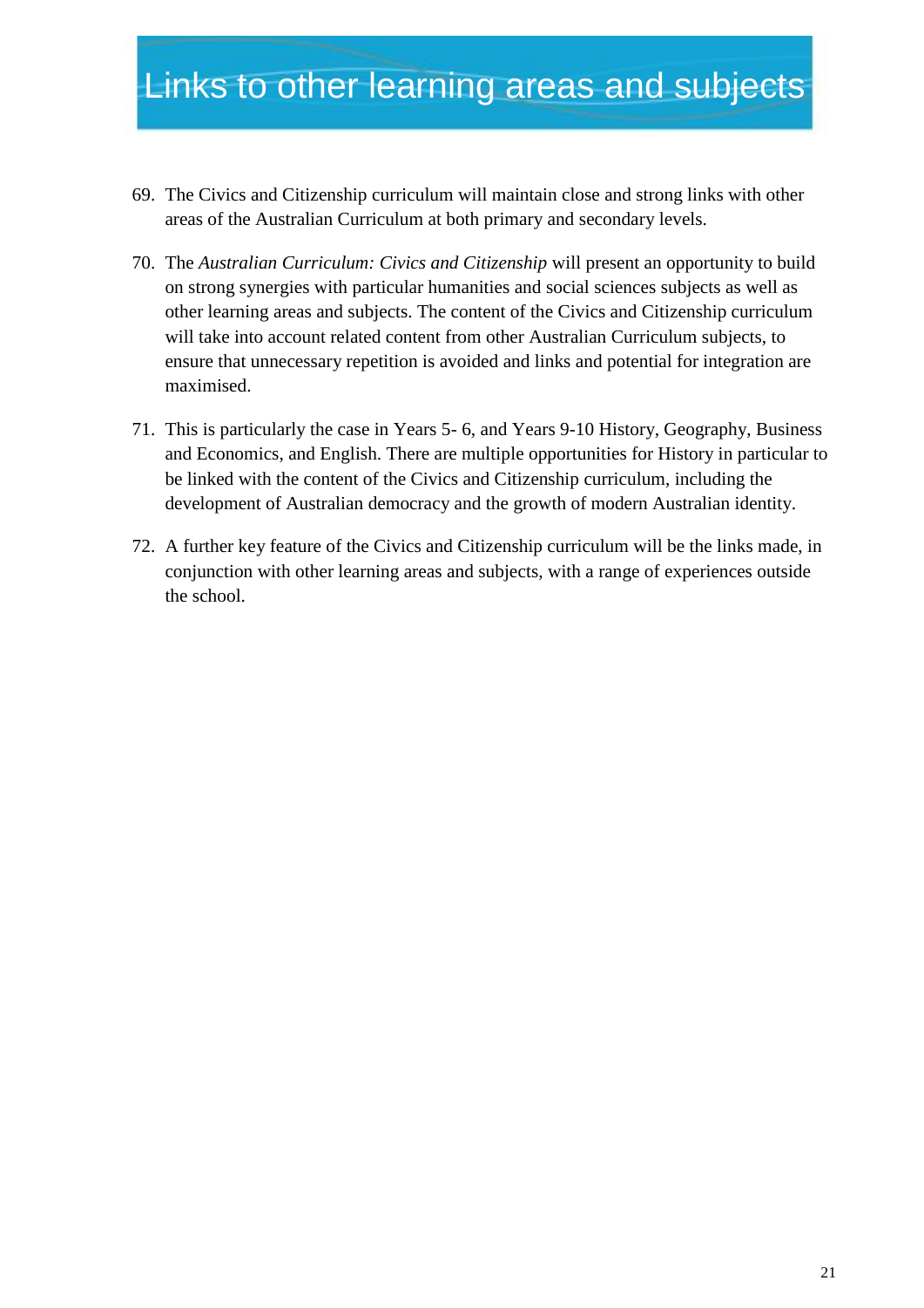# Links to other learning areas and subjects

69. The Civics and Citizenship curriculum will maintain close and strong links with other areas of the Australian Curriculum at both primary and secondary levels.

70. The *Australian Curriculum: Civics and Citizenship* will present an opportunity to build on strong synergies with particular humanities and social sciences subjects as well as other learning areas and subjects. The content of the Civics and Citizenship curriculum will take into account related content from other Australian Curriculum subjects, to ensure that unnecessary repetition is avoided and links and potential for integration are maximised.

71. This is particularly the case in Years 5- 6, and Years 9-10 History, Geography, Business and Economics, and English. There are multiple opportunities for History in particular to be linked with the content of the Civics and Citizenship curriculum, including the development of Australian democracy and the growth of modern Australian identity.

72. A further key feature of the Civics and Citizenship curriculum will be the links made, in conjunction with other learning areas and subjects, with a range of experiences outside the school.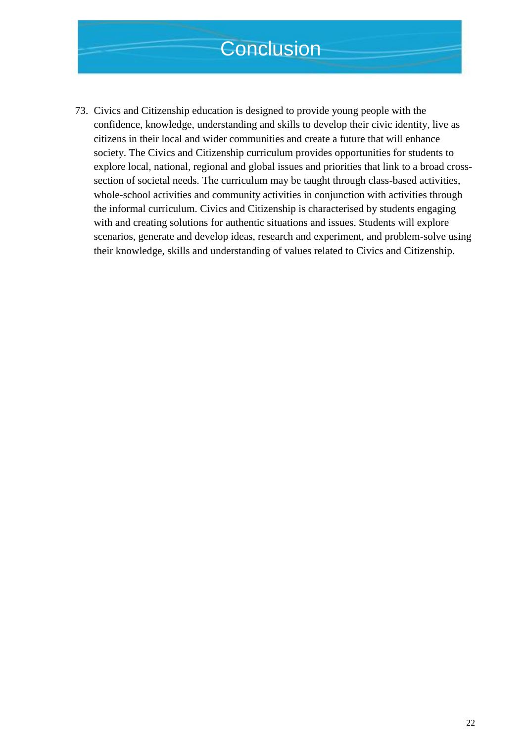# Conclusion

73. Civics and Citizenship education is designed to provide young people with the confidence, knowledge, understanding and skills to develop their civic identity, live as citizens in their local and wider communities and create a future that will enhance society. The Civics and Citizenship curriculum provides opportunities for students to explore local, national, regional and global issues and priorities that link to a broad cross-section of societal needs. The curriculum may be taught through class-based activities, whole-school activities and community activities in conjunction with activities through the informal curriculum. Civics and Citizenship is characterised by students engaging with and creating solutions for authentic situations and issues. Students will explore scenarios, generate and develop ideas, research and experiment, and problem-solve using their knowledge, skills and understanding of values related to Civics and Citizenship.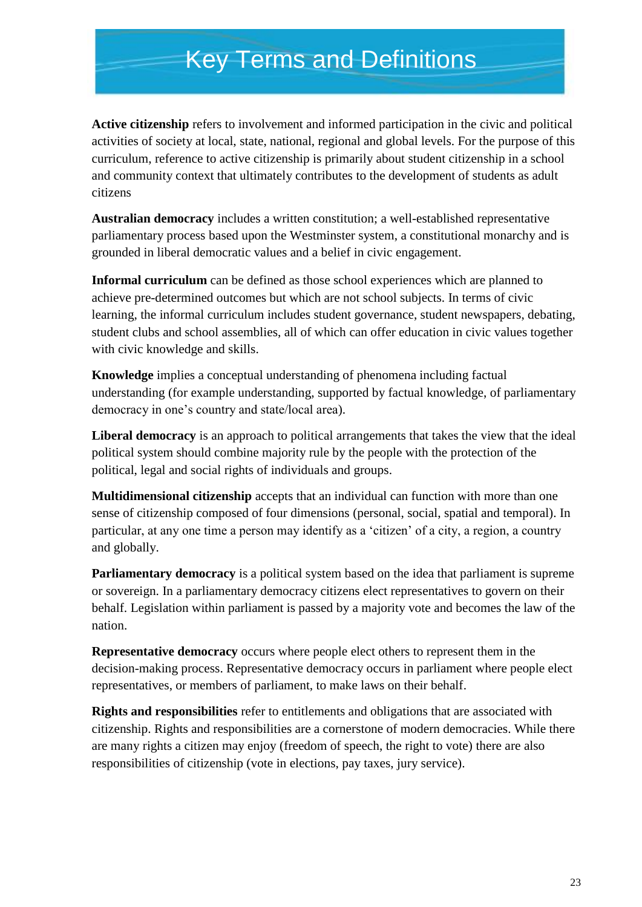# Key Terms and Definitions

**Active citizenship** refers to involvement and informed participation in the civic and political activities of society at local, state, national, regional and global levels. For the purpose of this curriculum, reference to active citizenship is primarily about student citizenship in a school and community context that ultimately contributes to the development of students as adult citizens

**Australian democracy** includes a written constitution; a well-established representative parliamentary process based upon the Westminster system, a constitutional monarchy and is grounded in liberal democratic values and a belief in civic engagement.

**Informal curriculum** can be defined as those school experiences which are planned to achieve pre-determined outcomes but which are not school subjects. In terms of civic learning, the informal curriculum includes student governance, student newspapers, debating, student clubs and school assemblies, all of which can offer education in civic values together with civic knowledge and skills.

**Knowledge** implies a conceptual understanding of phenomena including factual understanding (for example understanding, supported by factual knowledge, of parliamentary democracy in one's country and state/local area).

**Liberal democracy** is an approach to political arrangements that takes the view that the ideal political system should combine majority rule by the people with the protection of the political, legal and social rights of individuals and groups.

**Multidimensional citizenship** accepts that an individual can function with more than one sense of citizenship composed of four dimensions (personal, social, spatial and temporal). In particular, at any one time a person may identify as a 'citizen' of a city, a region, a country and globally.

**Parliamentary democracy** is a political system based on the idea that parliament is supreme or sovereign. In a parliamentary democracy citizens elect representatives to govern on their behalf. Legislation within parliament is passed by a majority vote and becomes the law of the nation.

**Representative democracy** occurs where people elect others to represent them in the decision-making process. Representative democracy occurs in parliament where people elect representatives, or members of parliament, to make laws on their behalf.

**Rights and responsibilities** refer to entitlements and obligations that are associated with citizenship. Rights and responsibilities are a cornerstone of modern democracies. While there are many rights a citizen may enjoy (freedom of speech, the right to vote) there are also responsibilities of citizenship (vote in elections, pay taxes, jury service).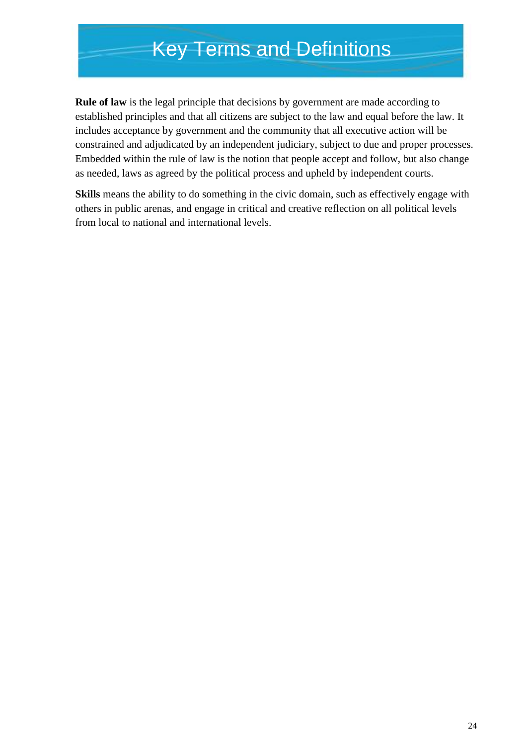# Key Terms and Definitions

**Rule of law** is the legal principle that decisions by government are made according to established principles and that all citizens are subject to the law and equal before the law. It includes acceptance by government and the community that all executive action will be constrained and adjudicated by an independent judiciary, subject to due and proper processes. Embedded within the rule of law is the notion that people accept and follow, but also change as needed, laws as agreed by the political process and upheld by independent courts.

**Skills** means the ability to do something in the civic domain, such as effectively engage with others in public arenas, and engage in critical and creative reflection on all political levels from local to national and international levels.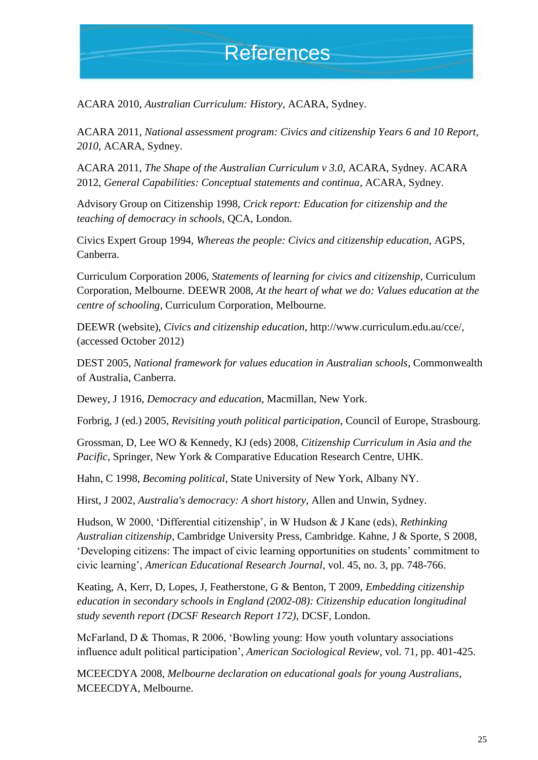# References

ACARA 2010, *Australian Curriculum: History*, ACARA, Sydney.

ACARA 2011, *National assessment program: Civics and citizenship Years 6 and 10 Report, 2010*, ACARA, Sydney.

ACARA 2011, *The Shape of the Australian Curriculum v 3.0*, ACARA, Sydney. ACARA 2012, *General Capabilities: Conceptual statements and continua*, ACARA, Sydney.

Advisory Group on Citizenship 1998, *Crick report: Education for citizenship and the teaching of democracy in schools*, QCA, London.

Civics Expert Group 1994, *Whereas the people: Civics and citizenship education*, AGPS, Canberra.

Curriculum Corporation 2006, *Statements of learning for civics and citizenship*, Curriculum Corporation, Melbourne. DEEWR 2008, *At the heart of what we do: Values education at the centre of schooling*, Curriculum Corporation, Melbourne.

DEEWR (website), *Civics and citizenship education*, http://www.curriculum.edu.au/cce/, (accessed October 2012)

DEST 2005, *National framework for values education in Australian schools*, Commonwealth of Australia, Canberra.

Dewey, J 1916, *Democracy and education*, Macmillan, New York.

Forbrig, J (ed.) 2005, *Revisiting youth political participation*, Council of Europe, Strasbourg.

Grossman, D, Lee WO & Kennedy, KJ (eds) 2008, *Citizenship Curriculum in Asia and the Pacific*, Springer, New York & Comparative Education Research Centre, UHK.

Hahn, C 1998, *Becoming political*, State University of New York, Albany NY.

Hirst, J 2002, *Australia's democracy: A short history*, Allen and Unwin, Sydney.

Hudson, W 2000, 'Differential citizenship', in W Hudson & J Kane (eds), *Rethinking Australian citizenship*, Cambridge University Press, Cambridge. Kahne, J & Sporte, S 2008, 'Developing citizens: The impact of civic learning opportunities on students' commitment to civic learning', *American Educational Research Journal*, vol. 45, no. 3, pp. 748-766.

Keating, A, Kerr, D, Lopes, J, Featherstone, G & Benton, T 2009, *Embedding citizenship education in secondary schools in England (2002-08): Citizenship education longitudinal study seventh report (DCSF Research Report 172)*, DCSF, London.

McFarland, D & Thomas, R 2006, 'Bowling young: How youth voluntary associations influence adult political participation', *American Sociological Review*, vol. 71, pp. 401-425.

MCEECDYA 2008, *Melbourne declaration on educational goals for young Australians*, MCEECDYA, Melbourne.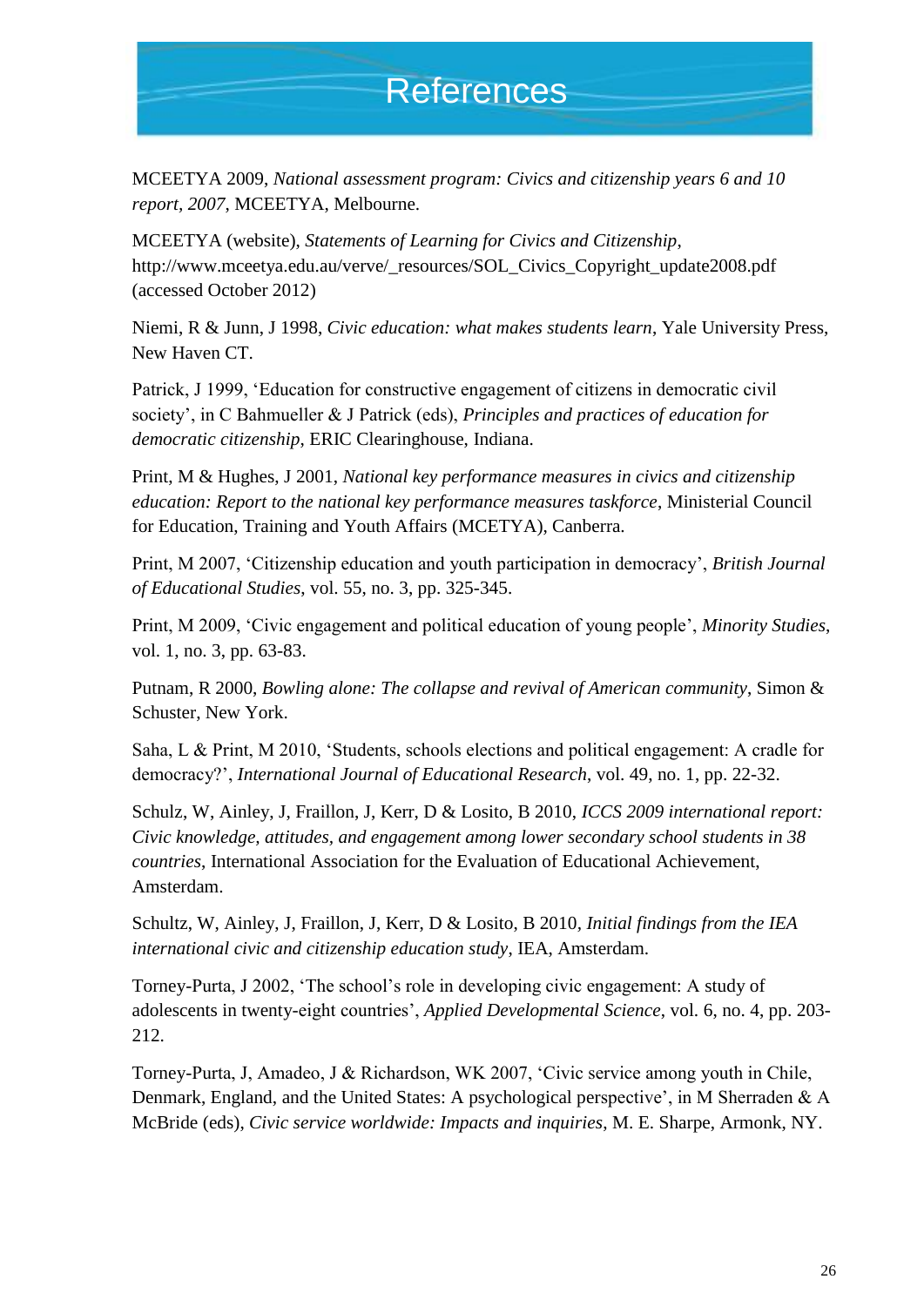# References

MCEETYA 2009, *National assessment program: Civics and citizenship years 6 and 10 report, 2007*, MCEETYA, Melbourne.

MCEETYA (website), *Statements of Learning for Civics and Citizenship*, http://www.mceetya.edu.au/verve/_resources/SOL_Civics_Copyright_update2008.pdf (accessed October 2012)

Niemi, R & Junn, J 1998, *Civic education: what makes students learn*, Yale University Press, New Haven CT.

Patrick, J 1999, 'Education for constructive engagement of citizens in democratic civil society', in C Bahmueller & J Patrick (eds), *Principles and practices of education for democratic citizenship*, ERIC Clearinghouse, Indiana.

Print, M & Hughes, J 2001, *National key performance measures in civics and citizenship education: Report to the national key performance measures taskforce*, Ministerial Council for Education, Training and Youth Affairs (MCETYA), Canberra.

Print, M 2007, 'Citizenship education and youth participation in democracy', *British Journal of Educational Studies*, vol. 55, no. 3, pp. 325-345.

Print, M 2009, 'Civic engagement and political education of young people', *Minority Studies*, vol. 1, no. 3, pp. 63-83.

Putnam, R 2000, *Bowling alone: The collapse and revival of American community*, Simon & Schuster, New York.

Saha, L & Print, M 2010, 'Students, schools elections and political engagement: A cradle for democracy?', *International Journal of Educational Research*, vol. 49, no. 1, pp. 22-32.

Schulz, W, Ainley, J, Fraillon, J, Kerr, D & Losito, B 2010, *ICCS 2009 international report: Civic knowledge, attitudes, and engagement among lower secondary school students in 38 countries*, International Association for the Evaluation of Educational Achievement, Amsterdam.

Schultz, W, Ainley, J, Fraillon, J, Kerr, D & Losito, B 2010, *Initial findings from the IEA international civic and citizenship education study*, IEA, Amsterdam.

Torney-Purta, J 2002, 'The school's role in developing civic engagement: A study of adolescents in twenty-eight countries', *Applied Developmental Science*, vol. 6, no. 4, pp. 203-212.

Torney-Purta, J, Amadeo, J & Richardson, WK 2007, 'Civic service among youth in Chile, Denmark, England, and the United States: A psychological perspective', in M Sherraden & A McBride (eds), *Civic service worldwide: Impacts and inquiries*, M. E. Sharpe, Armonk, NY.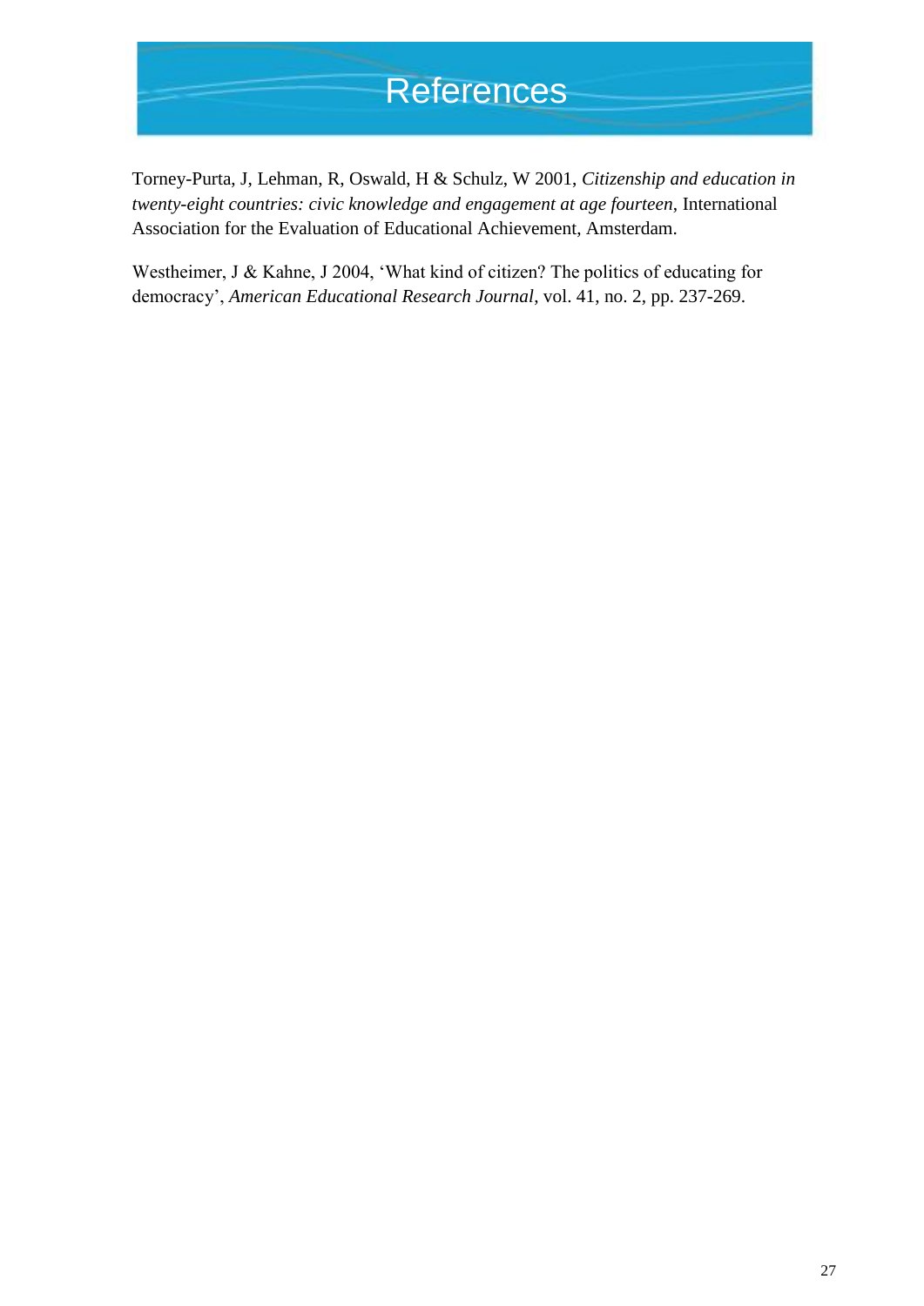# References

Torney-Purta, J, Lehman, R, Oswald, H & Schulz, W 2001, *Citizenship and education in twenty-eight countries: civic knowledge and engagement at age fourteen*, International Association for the Evaluation of Educational Achievement, Amsterdam.

Westheimer, J & Kahne, J 2004, 'What kind of citizen? The politics of educating for democracy', *American Educational Research Journal*, vol. 41, no. 2, pp. 237-269.